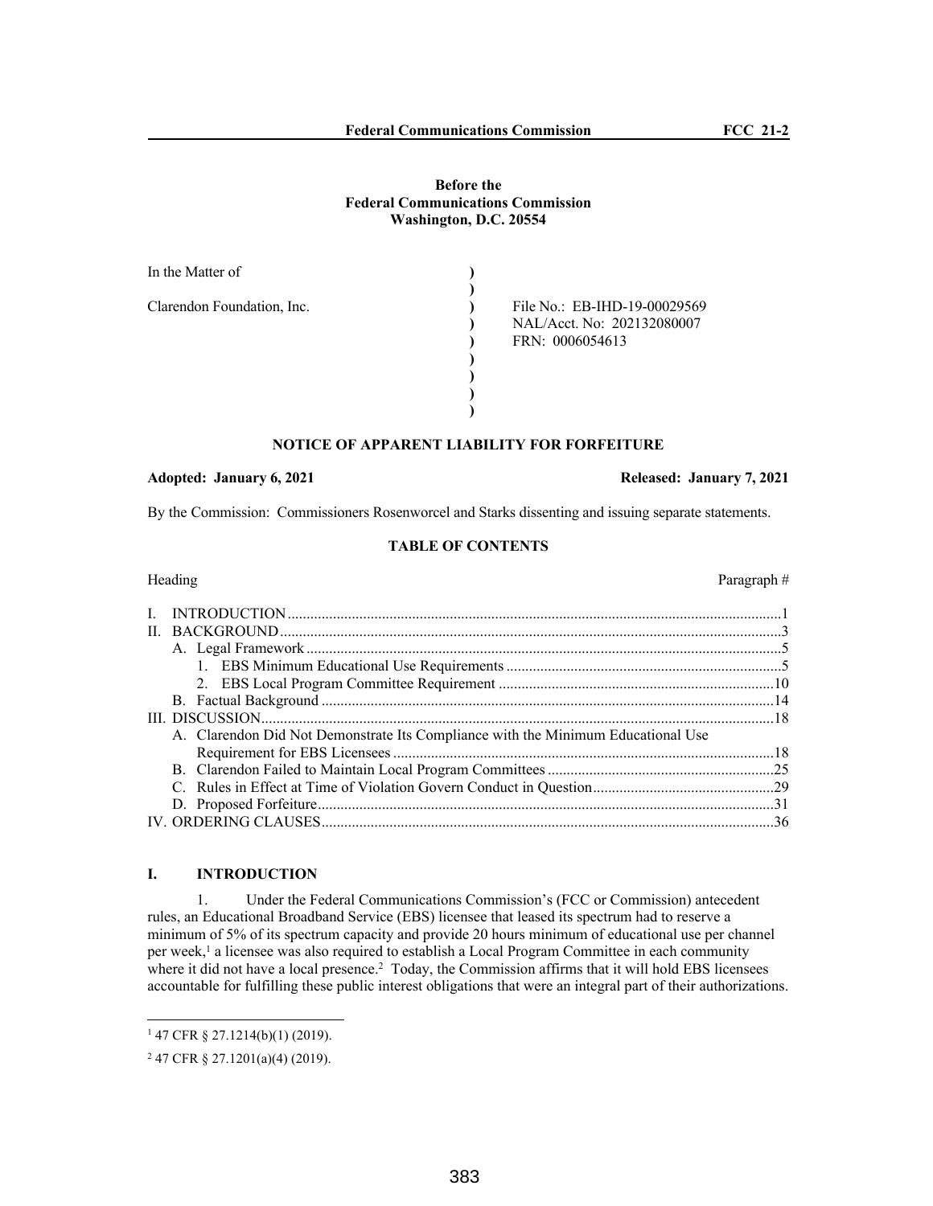**Before the**
**Federal Communications Commission**
**Washington, D.C. 20554**

| | | |
|---|---|---|
| In the Matter of | ) | |
| | ) | |
| Clarendon Foundation, Inc. | ) | File No.: EB-IHD-19-00029569 |
| | ) | NAL/Acct. No: 202132080007 |
| | ) | FRN: 0006054613 |
| | ) | |
| | ) | |
| | ) | |
| | ) | |

## NOTICE OF APPARENT LIABILITY FOR FORFEITURE

**Adopted: January 6, 2021** **Released: January 7, 2021**

By the Commission: Commissioners Rosenworcel and Starks dissenting and issuing separate statements.

### TABLE OF CONTENTS

| Heading | Paragraph # |
|---|---|
| I. INTRODUCTION | 1 |
| II. BACKGROUND | 3 |
| A. Legal Framework | 5 |
| 1. EBS Minimum Educational Use Requirements | 5 |
| 2. EBS Local Program Committee Requirement | 10 |
| B. Factual Background | 14 |
| III. DISCUSSION | 18 |
| A. Clarendon Did Not Demonstrate Its Compliance with the Minimum Educational Use Requirement for EBS Licensees | 18 |
| B. Clarendon Failed to Maintain Local Program Committees | 25 |
| C. Rules in Effect at Time of Violation Govern Conduct in Question | 29 |
| D. Proposed Forfeiture | 31 |
| IV. ORDERING CLAUSES | 36 |

## I. INTRODUCTION

1. Under the Federal Communications Commission's (FCC or Commission) antecedent rules, an Educational Broadband Service (EBS) licensee that leased its spectrum had to reserve a minimum of 5% of its spectrum capacity and provide 20 hours minimum of educational use per channel per week,[1] a licensee was also required to establish a Local Program Committee in each community where it did not have a local presence.[2] Today, the Commission affirms that it will hold EBS licensees accountable for fulfilling these public interest obligations that were an integral part of their authorizations.

---

[1] 47 CFR § 27.1214(b)(1) (2019).

[2] 47 CFR § 27.1201(a)(4) (2019).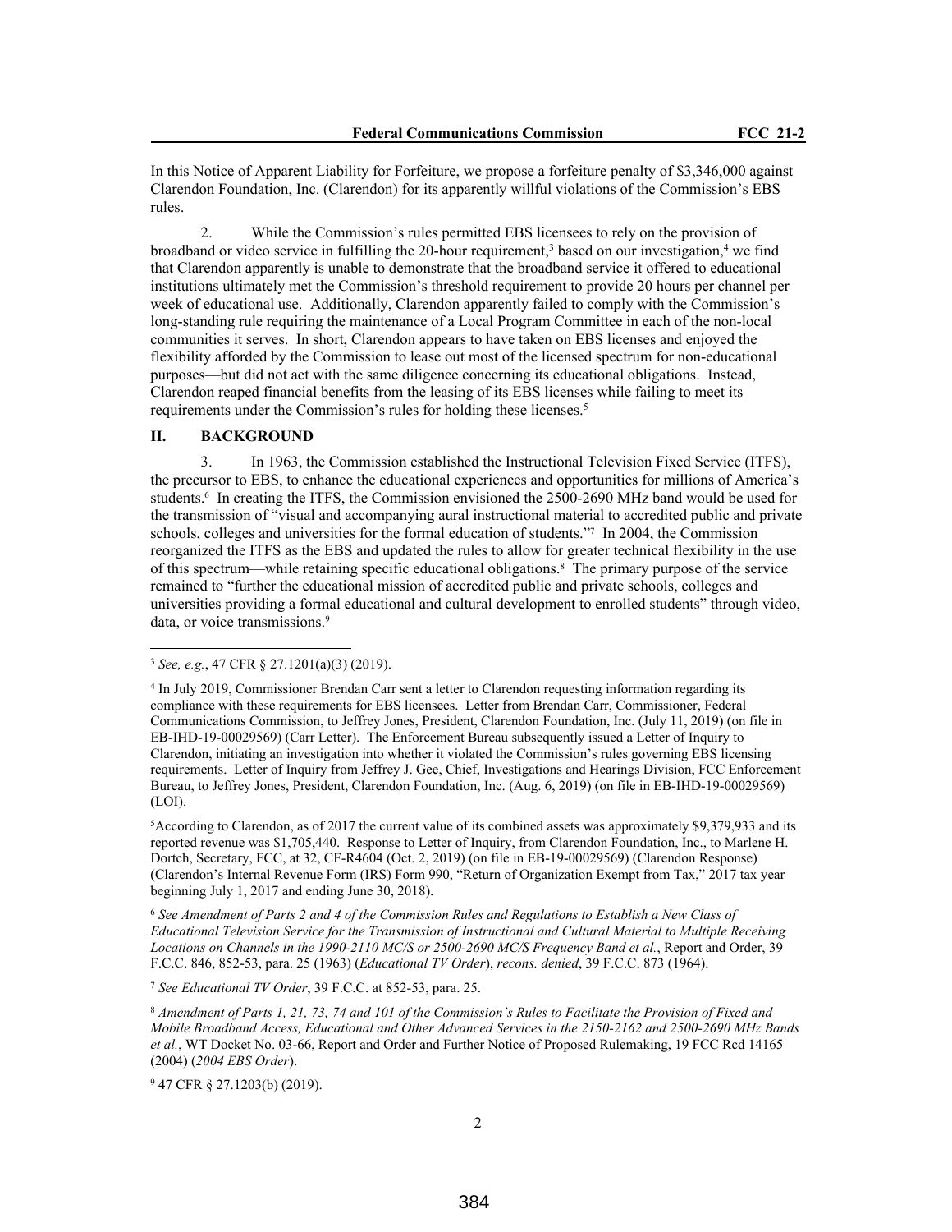In this Notice of Apparent Liability for Forfeiture, we propose a forfeiture penalty of $3,346,000 against Clarendon Foundation, Inc. (Clarendon) for its apparently willful violations of the Commission's EBS rules.

2. While the Commission's rules permitted EBS licensees to rely on the provision of broadband or video service in fulfilling the 20-hour requirement,[3] based on our investigation,[4] we find that Clarendon apparently is unable to demonstrate that the broadband service it offered to educational institutions ultimately met the Commission's threshold requirement to provide 20 hours per channel per week of educational use. Additionally, Clarendon apparently failed to comply with the Commission's long-standing rule requiring the maintenance of a Local Program Committee in each of the non-local communities it serves. In short, Clarendon appears to have taken on EBS licenses and enjoyed the flexibility afforded by the Commission to lease out most of the licensed spectrum for non-educational purposes—but did not act with the same diligence concerning its educational obligations. Instead, Clarendon reaped financial benefits from the leasing of its EBS licenses while failing to meet its requirements under the Commission's rules for holding these licenses.[5]

## II. BACKGROUND

3. In 1963, the Commission established the Instructional Television Fixed Service (ITFS), the precursor to EBS, to enhance the educational experiences and opportunities for millions of America's students.[6] In creating the ITFS, the Commission envisioned the 2500-2690 MHz band would be used for the transmission of "visual and accompanying aural instructional material to accredited public and private schools, colleges and universities for the formal education of students."[7] In 2004, the Commission reorganized the ITFS as the EBS and updated the rules to allow for greater technical flexibility in the use of this spectrum—while retaining specific educational obligations.[8] The primary purpose of the service remained to "further the educational mission of accredited public and private schools, colleges and universities providing a formal educational and cultural development to enrolled students" through video, data, or voice transmissions.[9]

---

[3] *See, e.g.*, 47 CFR § 27.1201(a)(3) (2019).

[4] In July 2019, Commissioner Brendan Carr sent a letter to Clarendon requesting information regarding its compliance with these requirements for EBS licensees. Letter from Brendan Carr, Commissioner, Federal Communications Commission, to Jeffrey Jones, President, Clarendon Foundation, Inc. (July 11, 2019) (on file in EB-IHD-19-00029569) (Carr Letter). The Enforcement Bureau subsequently issued a Letter of Inquiry to Clarendon, initiating an investigation into whether it violated the Commission's rules governing EBS licensing requirements. Letter of Inquiry from Jeffrey J. Gee, Chief, Investigations and Hearings Division, FCC Enforcement Bureau, to Jeffrey Jones, President, Clarendon Foundation, Inc. (Aug. 6, 2019) (on file in EB-IHD-19-00029569) (LOI).

[5] According to Clarendon, as of 2017 the current value of its combined assets was approximately $9,379,933 and its reported revenue was $1,705,440. Response to Letter of Inquiry, from Clarendon Foundation, Inc., to Marlene H. Dortch, Secretary, FCC, at 32, CF-R4604 (Oct. 2, 2019) (on file in EB-19-00029569) (Clarendon Response) (Clarendon's Internal Revenue Form (IRS) Form 990, "Return of Organization Exempt from Tax," 2017 tax year beginning July 1, 2017 and ending June 30, 2018).

[6] *See Amendment of Parts 2 and 4 of the Commission Rules and Regulations to Establish a New Class of Educational Television Service for the Transmission of Instructional and Cultural Material to Multiple Receiving Locations on Channels in the 1990-2110 MC/S or 2500-2690 MC/S Frequency Band et al.*, Report and Order, 39 F.C.C. 846, 852-53, para. 25 (1963) (*Educational TV Order*), *recons. denied*, 39 F.C.C. 873 (1964).

[7] *See Educational TV Order*, 39 F.C.C. at 852-53, para. 25.

[8] *Amendment of Parts 1, 21, 73, 74 and 101 of the Commission's Rules to Facilitate the Provision of Fixed and Mobile Broadband Access, Educational and Other Advanced Services in the 2150-2162 and 2500-2690 MHz Bands et al.*, WT Docket No. 03-66, Report and Order and Further Notice of Proposed Rulemaking, 19 FCC Rcd 14165 (2004) (*2004 EBS Order*).

[9] 47 CFR § 27.1203(b) (2019).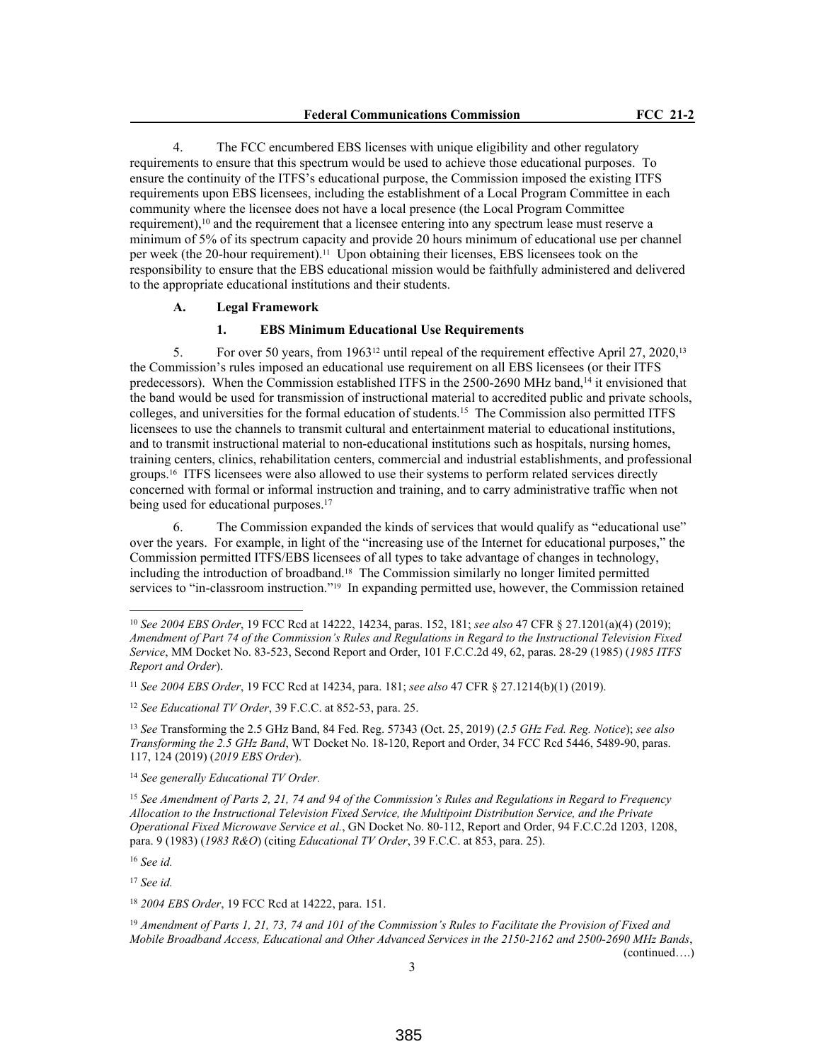4. The FCC encumbered EBS licenses with unique eligibility and other regulatory requirements to ensure that this spectrum would be used to achieve those educational purposes. To ensure the continuity of the ITFS's educational purpose, the Commission imposed the existing ITFS requirements upon EBS licensees, including the establishment of a Local Program Committee in each community where the licensee does not have a local presence (the Local Program Committee requirement),[10] and the requirement that a licensee entering into any spectrum lease must reserve a minimum of 5% of its spectrum capacity and provide 20 hours minimum of educational use per channel per week (the 20-hour requirement).[11] Upon obtaining their licenses, EBS licensees took on the responsibility to ensure that the EBS educational mission would be faithfully administered and delivered to the appropriate educational institutions and their students.

### A. Legal Framework

#### 1. EBS Minimum Educational Use Requirements

5. For over 50 years, from 1963[12] until repeal of the requirement effective April 27, 2020,[13] the Commission's rules imposed an educational use requirement on all EBS licensees (or their ITFS predecessors). When the Commission established ITFS in the 2500-2690 MHz band,[14] it envisioned that the band would be used for transmission of instructional material to accredited public and private schools, colleges, and universities for the formal education of students.[15] The Commission also permitted ITFS licensees to use the channels to transmit cultural and entertainment material to educational institutions, and to transmit instructional material to non-educational institutions such as hospitals, nursing homes, training centers, clinics, rehabilitation centers, commercial and industrial establishments, and professional groups.[16] ITFS licensees were also allowed to use their systems to perform related services directly concerned with formal or informal instruction and training, and to carry administrative traffic when not being used for educational purposes.[17]

6. The Commission expanded the kinds of services that would qualify as "educational use" over the years. For example, in light of the "increasing use of the Internet for educational purposes," the Commission permitted ITFS/EBS licensees of all types to take advantage of changes in technology, including the introduction of broadband.[18] The Commission similarly no longer limited permitted services to "in-classroom instruction."[19] In expanding permitted use, however, the Commission retained

---

[10] *See 2004 EBS Order*, 19 FCC Rcd at 14222, 14234, paras. 152, 181; *see also* 47 CFR § 27.1201(a)(4) (2019); *Amendment of Part 74 of the Commission's Rules and Regulations in Regard to the Instructional Television Fixed Service*, MM Docket No. 83-523, Second Report and Order, 101 F.C.C.2d 49, 62, paras. 28-29 (1985) (*1985 ITFS Report and Order*).

[11] *See 2004 EBS Order*, 19 FCC Rcd at 14234, para. 181; *see also* 47 CFR § 27.1214(b)(1) (2019).

[12] *See Educational TV Order*, 39 F.C.C. at 852-53, para. 25.

[13] *See* Transforming the 2.5 GHz Band, 84 Fed. Reg. 57343 (Oct. 25, 2019) (*2.5 GHz Fed. Reg. Notice*); *see also Transforming the 2.5 GHz Band*, WT Docket No. 18-120, Report and Order, 34 FCC Rcd 5446, 5489-90, paras. 117, 124 (2019) (*2019 EBS Order*).

[14] *See generally Educational TV Order.*

[15] *See Amendment of Parts 2, 21, 74 and 94 of the Commission's Rules and Regulations in Regard to Frequency Allocation to the Instructional Television Fixed Service, the Multipoint Distribution Service, and the Private Operational Fixed Microwave Service et al.*, GN Docket No. 80-112, Report and Order, 94 F.C.C.2d 1203, 1208, para. 9 (1983) (*1983 R&O*) (citing *Educational TV Order*, 39 F.C.C. at 853, para. 25).

[16] *See id.*

[17] *See id.*

[18] *2004 EBS Order*, 19 FCC Rcd at 14222, para. 151.

[19] *Amendment of Parts 1, 21, 73, 74 and 101 of the Commission's Rules to Facilitate the Provision of Fixed and Mobile Broadband Access, Educational and Other Advanced Services in the 2150-2162 and 2500-2690 MHz Bands*,

(continued….)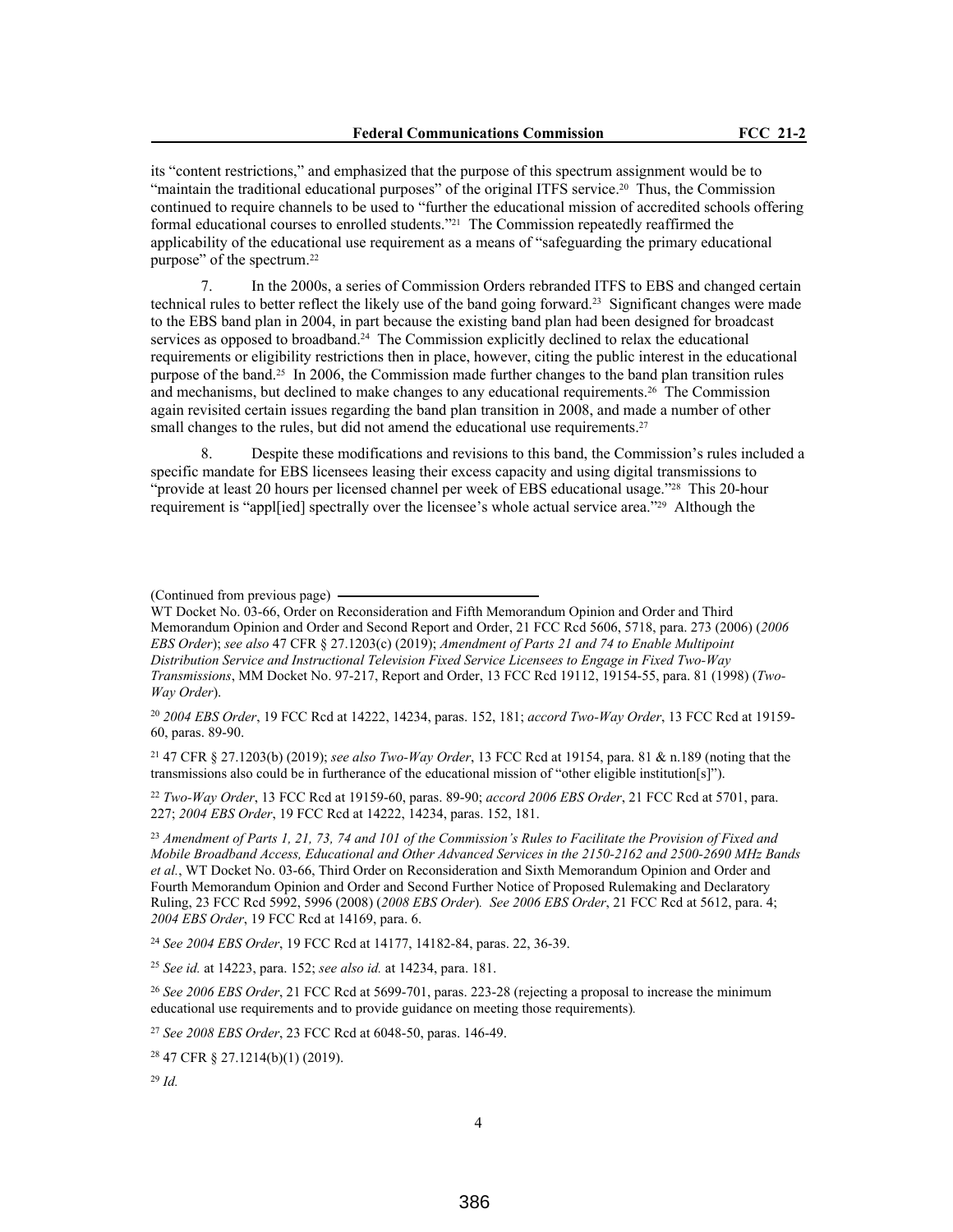its "content restrictions," and emphasized that the purpose of this spectrum assignment would be to "maintain the traditional educational purposes" of the original ITFS service.[20] Thus, the Commission continued to require channels to be used to "further the educational mission of accredited schools offering formal educational courses to enrolled students."[21] The Commission repeatedly reaffirmed the applicability of the educational use requirement as a means of "safeguarding the primary educational purpose" of the spectrum.[22]

7. In the 2000s, a series of Commission Orders rebranded ITFS to EBS and changed certain technical rules to better reflect the likely use of the band going forward.[23] Significant changes were made to the EBS band plan in 2004, in part because the existing band plan had been designed for broadcast services as opposed to broadband.[24] The Commission explicitly declined to relax the educational requirements or eligibility restrictions then in place, however, citing the public interest in the educational purpose of the band.[25] In 2006, the Commission made further changes to the band plan transition rules and mechanisms, but declined to make changes to any educational requirements.[26] The Commission again revisited certain issues regarding the band plan transition in 2008, and made a number of other small changes to the rules, but did not amend the educational use requirements.[27]

8. Despite these modifications and revisions to this band, the Commission's rules included a specific mandate for EBS licensees leasing their excess capacity and using digital transmissions to "provide at least 20 hours per licensed channel per week of EBS educational usage."[28] This 20-hour requirement is "appl[ied] spectrally over the licensee's whole actual service area."[29] Although the

---

(Continued from previous page)
WT Docket No. 03-66, Order on Reconsideration and Fifth Memorandum Opinion and Order and Third Memorandum Opinion and Order and Second Report and Order, 21 FCC Rcd 5606, 5718, para. 273 (2006) (*2006 EBS Order*); *see also* 47 CFR § 27.1203(c) (2019); *Amendment of Parts 21 and 74 to Enable Multipoint Distribution Service and Instructional Television Fixed Service Licensees to Engage in Fixed Two-Way Transmissions*, MM Docket No. 97-217, Report and Order, 13 FCC Rcd 19112, 19154-55, para. 81 (1998) (*Two-Way Order*).

[20] *2004 EBS Order*, 19 FCC Rcd at 14222, 14234, paras. 152, 181; *accord Two-Way Order*, 13 FCC Rcd at 19159-60, paras. 89-90.

[21] 47 CFR § 27.1203(b) (2019); *see also Two-Way Order*, 13 FCC Rcd at 19154, para. 81 & n.189 (noting that the transmissions also could be in furtherance of the educational mission of "other eligible institution[s]").

[22] *Two-Way Order*, 13 FCC Rcd at 19159-60, paras. 89-90; *accord 2006 EBS Order*, 21 FCC Rcd at 5701, para. 227; *2004 EBS Order*, 19 FCC Rcd at 14222, 14234, paras. 152, 181.

[23] *Amendment of Parts 1, 21, 73, 74 and 101 of the Commission's Rules to Facilitate the Provision of Fixed and Mobile Broadband Access, Educational and Other Advanced Services in the 2150-2162 and 2500-2690 MHz Bands et al.*, WT Docket No. 03-66, Third Order on Reconsideration and Sixth Memorandum Opinion and Order and Fourth Memorandum Opinion and Order and Second Further Notice of Proposed Rulemaking and Declaratory Ruling, 23 FCC Rcd 5992, 5996 (2008) (*2008 EBS Order*). *See 2006 EBS Order*, 21 FCC Rcd at 5612, para. 4; *2004 EBS Order*, 19 FCC Rcd at 14169, para. 6.

[24] *See 2004 EBS Order*, 19 FCC Rcd at 14177, 14182-84, paras. 22, 36-39.

[25] *See id.* at 14223, para. 152; *see also id.* at 14234, para. 181.

[26] *See 2006 EBS Order*, 21 FCC Rcd at 5699-701, paras. 223-28 (rejecting a proposal to increase the minimum educational use requirements and to provide guidance on meeting those requirements).

[27] *See 2008 EBS Order*, 23 FCC Rcd at 6048-50, paras. 146-49.

[28] 47 CFR § 27.1214(b)(1) (2019).

[29] *Id.*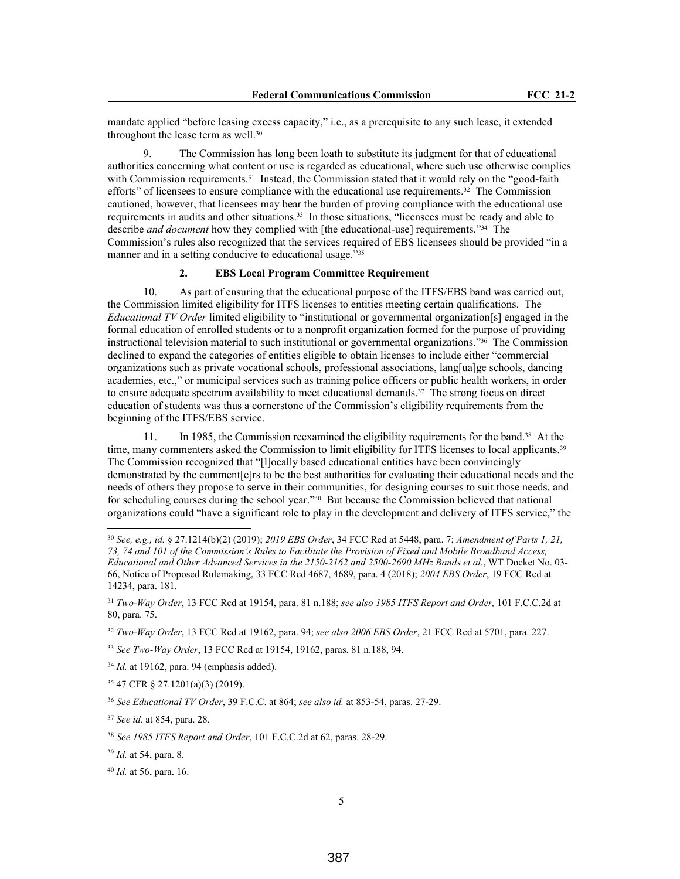mandate applied "before leasing excess capacity," i.e., as a prerequisite to any such lease, it extended throughout the lease term as well.[30]

9. The Commission has long been loath to substitute its judgment for that of educational authorities concerning what content or use is regarded as educational, where such use otherwise complies with Commission requirements.[31] Instead, the Commission stated that it would rely on the "good-faith efforts" of licensees to ensure compliance with the educational use requirements.[32] The Commission cautioned, however, that licensees may bear the burden of proving compliance with the educational use requirements in audits and other situations.[33] In those situations, "licensees must be ready and able to describe *and document* how they complied with [the educational-use] requirements."[34] The Commission's rules also recognized that the services required of EBS licensees should be provided "in a manner and in a setting conducive to educational usage."[35]

#### 2. EBS Local Program Committee Requirement

10. As part of ensuring that the educational purpose of the ITFS/EBS band was carried out, the Commission limited eligibility for ITFS licenses to entities meeting certain qualifications. The *Educational TV Order* limited eligibility to "institutional or governmental organization[s] engaged in the formal education of enrolled students or to a nonprofit organization formed for the purpose of providing instructional television material to such institutional or governmental organizations."[36] The Commission declined to expand the categories of entities eligible to obtain licenses to include either "commercial organizations such as private vocational schools, professional associations, lang[ua]ge schools, dancing academies, etc.," or municipal services such as training police officers or public health workers, in order to ensure adequate spectrum availability to meet educational demands.[37] The strong focus on direct education of students was thus a cornerstone of the Commission's eligibility requirements from the beginning of the ITFS/EBS service.

11. In 1985, the Commission reexamined the eligibility requirements for the band.[38] At the time, many commenters asked the Commission to limit eligibility for ITFS licenses to local applicants.[39] The Commission recognized that "[l]ocally based educational entities have been convincingly demonstrated by the comment[e]rs to be the best authorities for evaluating their educational needs and the needs of others they propose to serve in their communities, for designing courses to suit those needs, and for scheduling courses during the school year."[40] But because the Commission believed that national organizations could "have a significant role to play in the development and delivery of ITFS service," the

---

[30] *See, e.g., id.* § 27.1214(b)(2) (2019); *2019 EBS Order*, 34 FCC Rcd at 5448, para. 7; *Amendment of Parts 1, 21, 73, 74 and 101 of the Commission's Rules to Facilitate the Provision of Fixed and Mobile Broadband Access, Educational and Other Advanced Services in the 2150-2162 and 2500-2690 MHz Bands et al.*, WT Docket No. 03-66, Notice of Proposed Rulemaking, 33 FCC Rcd 4687, 4689, para. 4 (2018); *2004 EBS Order*, 19 FCC Rcd at 14234, para. 181.

[31] *Two-Way Order*, 13 FCC Rcd at 19154, para. 81 n.188; *see also 1985 ITFS Report and Order,* 101 F.C.C.2d at 80, para. 75.

[32] *Two-Way Order*, 13 FCC Rcd at 19162, para. 94; *see also 2006 EBS Order*, 21 FCC Rcd at 5701, para. 227.

[33] *See Two-Way Order*, 13 FCC Rcd at 19154, 19162, paras. 81 n.188, 94.

[34] *Id.* at 19162, para. 94 (emphasis added).

[35] 47 CFR § 27.1201(a)(3) (2019).

[36] *See Educational TV Order*, 39 F.C.C. at 864; *see also id.* at 853-54, paras. 27-29.

[37] *See id.* at 854, para. 28.

[38] *See 1985 ITFS Report and Order*, 101 F.C.C.2d at 62, paras. 28-29.

[39] *Id.* at 54, para. 8.

[40] *Id.* at 56, para. 16.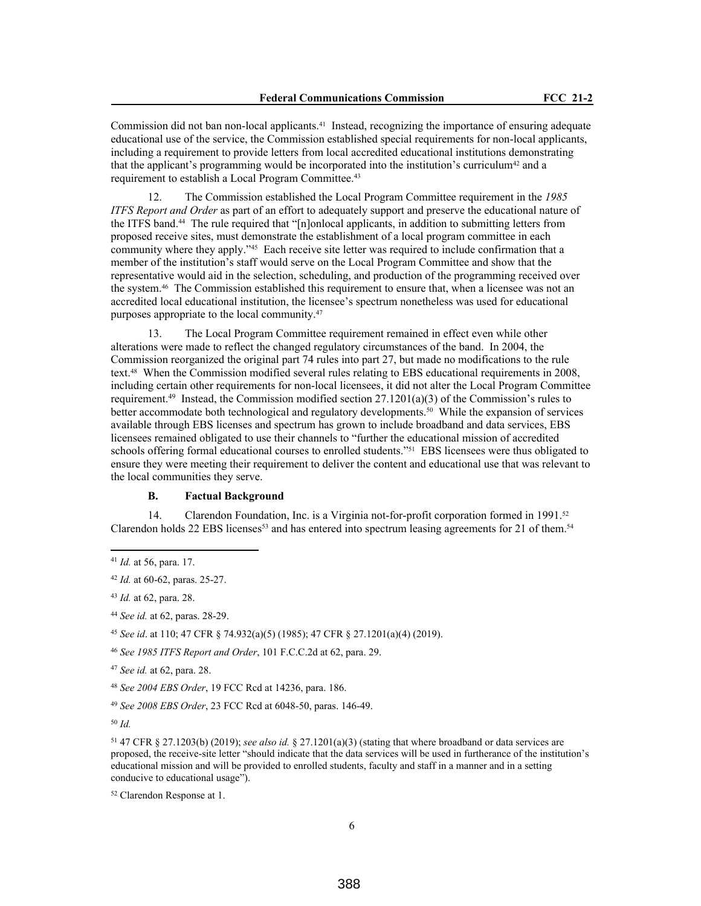Commission did not ban non-local applicants.[41] Instead, recognizing the importance of ensuring adequate educational use of the service, the Commission established special requirements for non-local applicants, including a requirement to provide letters from local accredited educational institutions demonstrating that the applicant's programming would be incorporated into the institution's curriculum[42] and a requirement to establish a Local Program Committee.[43]

12. The Commission established the Local Program Committee requirement in the *1985 ITFS Report and Order* as part of an effort to adequately support and preserve the educational nature of the ITFS band.[44] The rule required that "[n]onlocal applicants, in addition to submitting letters from proposed receive sites, must demonstrate the establishment of a local program committee in each community where they apply."[45] Each receive site letter was required to include confirmation that a member of the institution's staff would serve on the Local Program Committee and show that the representative would aid in the selection, scheduling, and production of the programming received over the system.[46] The Commission established this requirement to ensure that, when a licensee was not an accredited local educational institution, the licensee's spectrum nonetheless was used for educational purposes appropriate to the local community.[47]

13. The Local Program Committee requirement remained in effect even while other alterations were made to reflect the changed regulatory circumstances of the band. In 2004, the Commission reorganized the original part 74 rules into part 27, but made no modifications to the rule text.[48] When the Commission modified several rules relating to EBS educational requirements in 2008, including certain other requirements for non-local licensees, it did not alter the Local Program Committee requirement.[49] Instead, the Commission modified section 27.1201(a)(3) of the Commission's rules to better accommodate both technological and regulatory developments.[50] While the expansion of services available through EBS licenses and spectrum has grown to include broadband and data services, EBS licensees remained obligated to use their channels to "further the educational mission of accredited schools offering formal educational courses to enrolled students."[51] EBS licensees were thus obligated to ensure they were meeting their requirement to deliver the content and educational use that was relevant to the local communities they serve.

### B. Factual Background

14. Clarendon Foundation, Inc. is a Virginia not-for-profit corporation formed in 1991.[52] Clarendon holds 22 EBS licenses[53] and has entered into spectrum leasing agreements for 21 of them.[54]

---

[41] *Id.* at 56, para. 17.

[42] *Id.* at 60-62, paras. 25-27.

[43] *Id.* at 62, para. 28.

[44] *See id.* at 62, paras. 28-29.

[45] *See id*. at 110; 47 CFR § 74.932(a)(5) (1985); 47 CFR § 27.1201(a)(4) (2019).

[46] *See 1985 ITFS Report and Order*, 101 F.C.C.2d at 62, para. 29.

[47] *See id.* at 62, para. 28.

[48] *See 2004 EBS Order*, 19 FCC Rcd at 14236, para. 186.

[49] *See 2008 EBS Order*, 23 FCC Rcd at 6048-50, paras. 146-49.

[50] *Id.*

[51] 47 CFR § 27.1203(b) (2019); *see also id.* § 27.1201(a)(3) (stating that where broadband or data services are proposed, the receive-site letter "should indicate that the data services will be used in furtherance of the institution's educational mission and will be provided to enrolled students, faculty and staff in a manner and in a setting conducive to educational usage").

[52] Clarendon Response at 1.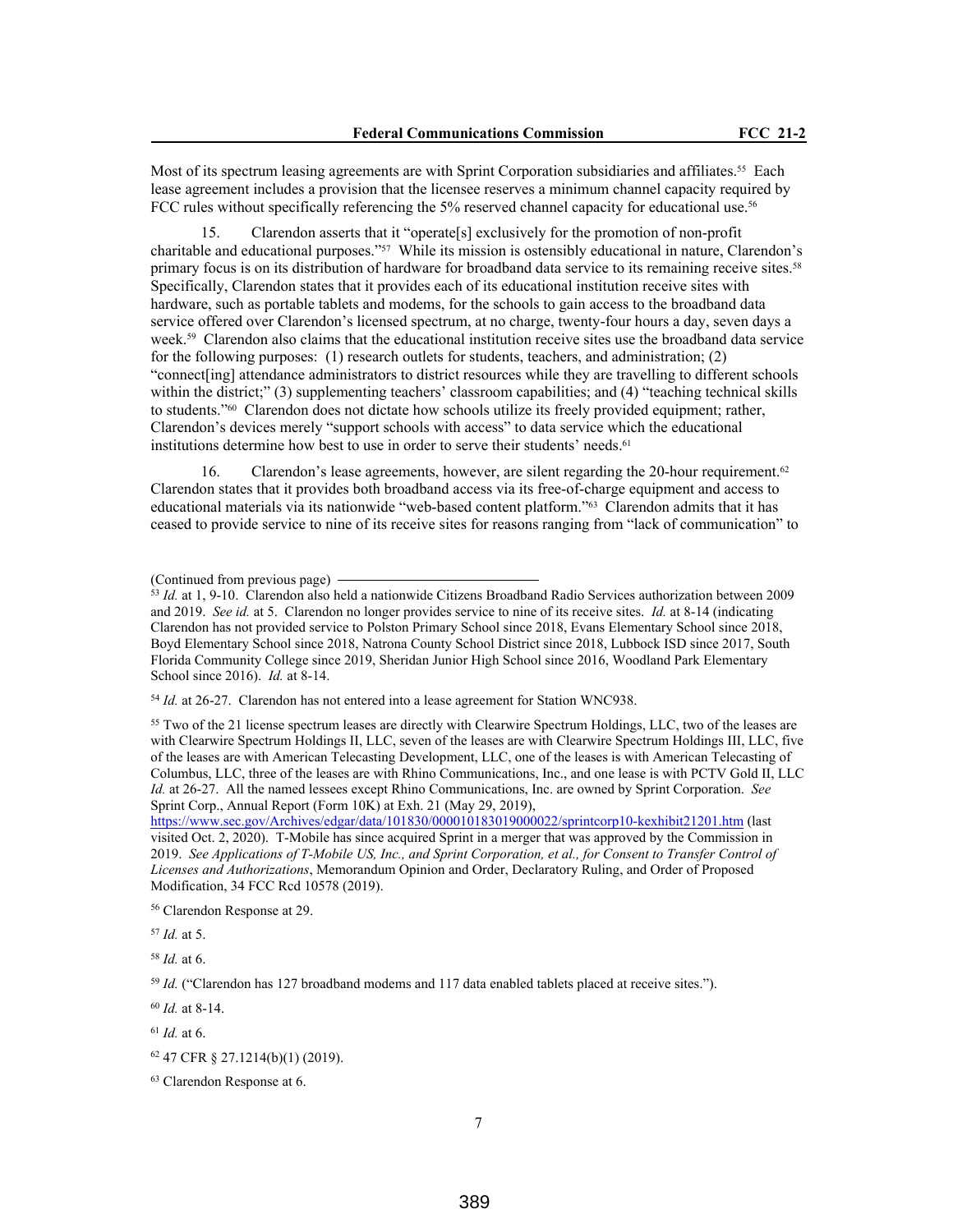Most of its spectrum leasing agreements are with Sprint Corporation subsidiaries and affiliates.[55] Each lease agreement includes a provision that the licensee reserves a minimum channel capacity required by FCC rules without specifically referencing the 5% reserved channel capacity for educational use.[56]

15. Clarendon asserts that it "operate[s] exclusively for the promotion of non-profit charitable and educational purposes."[57] While its mission is ostensibly educational in nature, Clarendon's primary focus is on its distribution of hardware for broadband data service to its remaining receive sites.[58] Specifically, Clarendon states that it provides each of its educational institution receive sites with hardware, such as portable tablets and modems, for the schools to gain access to the broadband data service offered over Clarendon's licensed spectrum, at no charge, twenty-four hours a day, seven days a week.[59] Clarendon also claims that the educational institution receive sites use the broadband data service for the following purposes: (1) research outlets for students, teachers, and administration; (2) "connect[ing] attendance administrators to district resources while they are travelling to different schools within the district;" (3) supplementing teachers' classroom capabilities; and (4) "teaching technical skills to students."[60] Clarendon does not dictate how schools utilize its freely provided equipment; rather, Clarendon's devices merely "support schools with access" to data service which the educational institutions determine how best to use in order to serve their students' needs.[61]

16. Clarendon's lease agreements, however, are silent regarding the 20-hour requirement.[62] Clarendon states that it provides both broadband access via its free-of-charge equipment and access to educational materials via its nationwide "web-based content platform."[63] Clarendon admits that it has ceased to provide service to nine of its receive sites for reasons ranging from "lack of communication" to

(Continued from previous page)

[53] *Id.* at 1, 9-10. Clarendon also held a nationwide Citizens Broadband Radio Services authorization between 2009 and 2019. *See id.* at 5. Clarendon no longer provides service to nine of its receive sites. *Id.* at 8-14 (indicating Clarendon has not provided service to Polston Primary School since 2018, Evans Elementary School since 2018, Boyd Elementary School since 2018, Natrona County School District since 2018, Lubbock ISD since 2017, South Florida Community College since 2019, Sheridan Junior High School since 2016, Woodland Park Elementary School since 2016). *Id.* at 8-14.

[54] *Id.* at 26-27. Clarendon has not entered into a lease agreement for Station WNC938.

[55] Two of the 21 license spectrum leases are directly with Clearwire Spectrum Holdings, LLC, two of the leases are with Clearwire Spectrum Holdings II, LLC, seven of the leases are with Clearwire Spectrum Holdings III, LLC, five of the leases are with American Telecasting Development, LLC, one of the leases is with American Telecasting of Columbus, LLC, three of the leases are with Rhino Communications, Inc., and one lease is with PCTV Gold II, LLC *Id.* at 26-27. All the named lessees except Rhino Communications, Inc. are owned by Sprint Corporation. *See* Sprint Corp., Annual Report (Form 10K) at Exh. 21 (May 29, 2019), https://www.sec.gov/Archives/edgar/data/101830/000010183019000022/sprintcorp10-kexhibit21201.htm (last visited Oct. 2, 2020). T-Mobile has since acquired Sprint in a merger that was approved by the Commission in 2019. *See Applications of T-Mobile US, Inc., and Sprint Corporation, et al., for Consent to Transfer Control of Licenses and Authorizations*, Memorandum Opinion and Order, Declaratory Ruling, and Order of Proposed Modification, 34 FCC Rcd 10578 (2019).

[56] Clarendon Response at 29.

[57] *Id.* at 5.

[58] *Id.* at 6.

[59] *Id.* ("Clarendon has 127 broadband modems and 117 data enabled tablets placed at receive sites.").

[60] *Id.* at 8-14.

[61] *Id.* at 6.

[62] 47 CFR § 27.1214(b)(1) (2019).

[63] Clarendon Response at 6.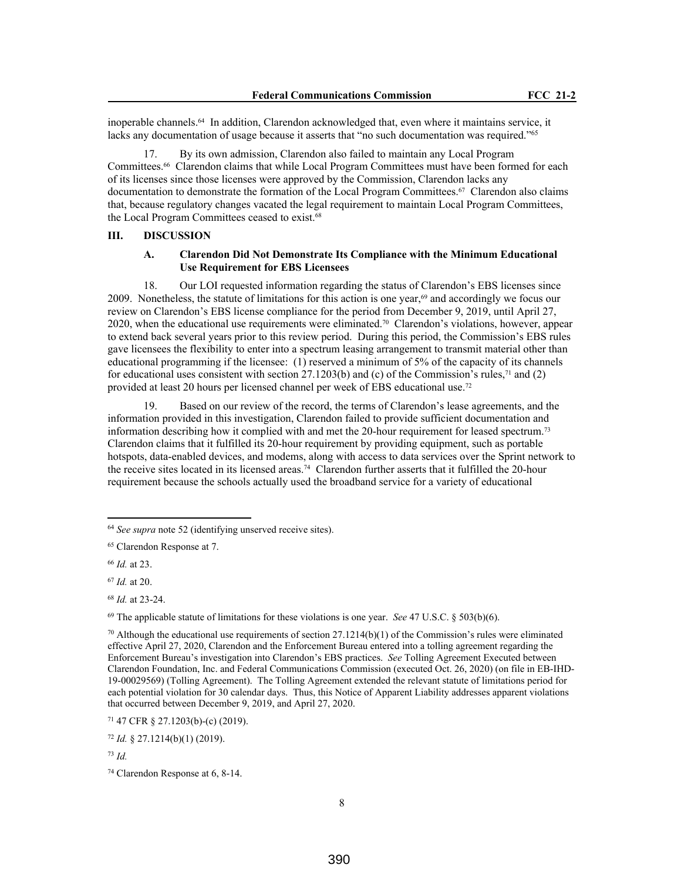inoperable channels.[64] In addition, Clarendon acknowledged that, even where it maintains service, it lacks any documentation of usage because it asserts that "no such documentation was required."[65]

17. By its own admission, Clarendon also failed to maintain any Local Program Committees.[66] Clarendon claims that while Local Program Committees must have been formed for each of its licenses since those licenses were approved by the Commission, Clarendon lacks any documentation to demonstrate the formation of the Local Program Committees.[67] Clarendon also claims that, because regulatory changes vacated the legal requirement to maintain Local Program Committees, the Local Program Committees ceased to exist.[68]

## III. DISCUSSION

### A. Clarendon Did Not Demonstrate Its Compliance with the Minimum Educational Use Requirement for EBS Licensees

18. Our LOI requested information regarding the status of Clarendon's EBS licenses since 2009. Nonetheless, the statute of limitations for this action is one year,[69] and accordingly we focus our review on Clarendon's EBS license compliance for the period from December 9, 2019, until April 27, 2020, when the educational use requirements were eliminated.[70] Clarendon's violations, however, appear to extend back several years prior to this review period. During this period, the Commission's EBS rules gave licensees the flexibility to enter into a spectrum leasing arrangement to transmit material other than educational programming if the licensee: (1) reserved a minimum of 5% of the capacity of its channels for educational uses consistent with section 27.1203(b) and (c) of the Commission's rules,[71] and (2) provided at least 20 hours per licensed channel per week of EBS educational use.[72]

19. Based on our review of the record, the terms of Clarendon's lease agreements, and the information provided in this investigation, Clarendon failed to provide sufficient documentation and information describing how it complied with and met the 20-hour requirement for leased spectrum.[73] Clarendon claims that it fulfilled its 20-hour requirement by providing equipment, such as portable hotspots, data-enabled devices, and modems, along with access to data services over the Sprint network to the receive sites located in its licensed areas.[74] Clarendon further asserts that it fulfilled the 20-hour requirement because the schools actually used the broadband service for a variety of educational

---

[64] *See supra* note 52 (identifying unserved receive sites).

[65] Clarendon Response at 7.

[66] *Id.* at 23.

[67] *Id.* at 20.

[68] *Id.* at 23-24.

[69] The applicable statute of limitations for these violations is one year. *See* 47 U.S.C. § 503(b)(6).

[70] Although the educational use requirements of section 27.1214(b)(1) of the Commission's rules were eliminated effective April 27, 2020, Clarendon and the Enforcement Bureau entered into a tolling agreement regarding the Enforcement Bureau's investigation into Clarendon's EBS practices. *See* Tolling Agreement Executed between Clarendon Foundation, Inc. and Federal Communications Commission (executed Oct. 26, 2020) (on file in EB-IHD-19-00029569) (Tolling Agreement). The Tolling Agreement extended the relevant statute of limitations period for each potential violation for 30 calendar days. Thus, this Notice of Apparent Liability addresses apparent violations that occurred between December 9, 2019, and April 27, 2020.

[71] 47 CFR § 27.1203(b)-(c) (2019).

[72] *Id.* § 27.1214(b)(1) (2019).

[73] *Id.*

[74] Clarendon Response at 6, 8-14.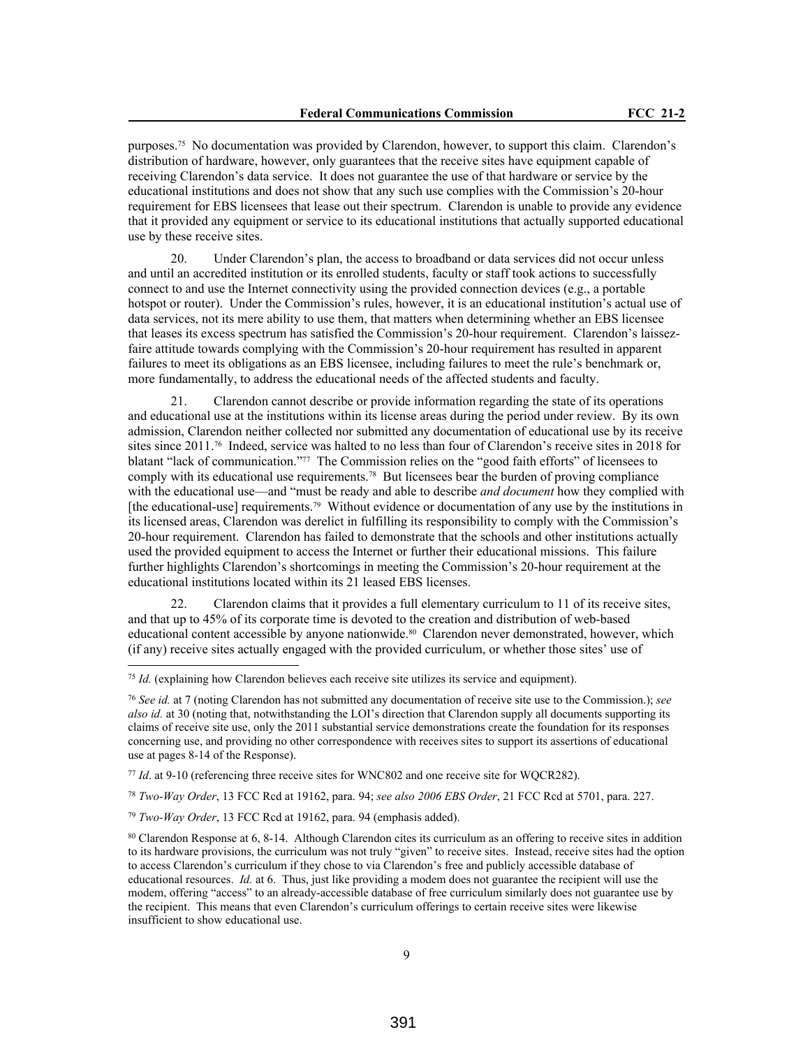purposes.[75] No documentation was provided by Clarendon, however, to support this claim. Clarendon's distribution of hardware, however, only guarantees that the receive sites have equipment capable of receiving Clarendon's data service. It does not guarantee the use of that hardware or service by the educational institutions and does not show that any such use complies with the Commission's 20-hour requirement for EBS licensees that lease out their spectrum. Clarendon is unable to provide any evidence that it provided any equipment or service to its educational institutions that actually supported educational use by these receive sites.

20. Under Clarendon's plan, the access to broadband or data services did not occur unless and until an accredited institution or its enrolled students, faculty or staff took actions to successfully connect to and use the Internet connectivity using the provided connection devices (e.g., a portable hotspot or router). Under the Commission's rules, however, it is an educational institution's actual use of data services, not its mere ability to use them, that matters when determining whether an EBS licensee that leases its excess spectrum has satisfied the Commission's 20-hour requirement. Clarendon's laissez-faire attitude towards complying with the Commission's 20-hour requirement has resulted in apparent failures to meet its obligations as an EBS licensee, including failures to meet the rule's benchmark or, more fundamentally, to address the educational needs of the affected students and faculty.

21. Clarendon cannot describe or provide information regarding the state of its operations and educational use at the institutions within its license areas during the period under review. By its own admission, Clarendon neither collected nor submitted any documentation of educational use by its receive sites since 2011.[76] Indeed, service was halted to no less than four of Clarendon's receive sites in 2018 for blatant "lack of communication."[77] The Commission relies on the "good faith efforts" of licensees to comply with its educational use requirements.[78] But licensees bear the burden of proving compliance with the educational use—and "must be ready and able to describe *and document* how they complied with [the educational-use] requirements.[79] Without evidence or documentation of any use by the institutions in its licensed areas, Clarendon was derelict in fulfilling its responsibility to comply with the Commission's 20-hour requirement. Clarendon has failed to demonstrate that the schools and other institutions actually used the provided equipment to access the Internet or further their educational missions. This failure further highlights Clarendon's shortcomings in meeting the Commission's 20-hour requirement at the educational institutions located within its 21 leased EBS licenses.

22. Clarendon claims that it provides a full elementary curriculum to 11 of its receive sites, and that up to 45% of its corporate time is devoted to the creation and distribution of web-based educational content accessible by anyone nationwide.[80] Clarendon never demonstrated, however, which (if any) receive sites actually engaged with the provided curriculum, or whether those sites' use of

---

[75] *Id.* (explaining how Clarendon believes each receive site utilizes its service and equipment).

[76] *See id.* at 7 (noting Clarendon has not submitted any documentation of receive site use to the Commission.); *see also id.* at 30 (noting that, notwithstanding the LOI's direction that Clarendon supply all documents supporting its claims of receive site use, only the 2011 substantial service demonstrations create the foundation for its responses concerning use, and providing no other correspondence with receives sites to support its assertions of educational use at pages 8-14 of the Response).

[77] *Id*. at 9-10 (referencing three receive sites for WNC802 and one receive site for WQCR282).

[78] *Two-Way Order*, 13 FCC Rcd at 19162, para. 94; *see also 2006 EBS Order*, 21 FCC Rcd at 5701, para. 227.

[79] *Two-Way Order*, 13 FCC Rcd at 19162, para. 94 (emphasis added).

[80] Clarendon Response at 6, 8-14. Although Clarendon cites its curriculum as an offering to receive sites in addition to its hardware provisions, the curriculum was not truly "given" to receive sites. Instead, receive sites had the option to access Clarendon's curriculum if they chose to via Clarendon's free and publicly accessible database of educational resources. *Id.* at 6. Thus, just like providing a modem does not guarantee the recipient will use the modem, offering "access" to an already-accessible database of free curriculum similarly does not guarantee use by the recipient. This means that even Clarendon's curriculum offerings to certain receive sites were likewise insufficient to show educational use.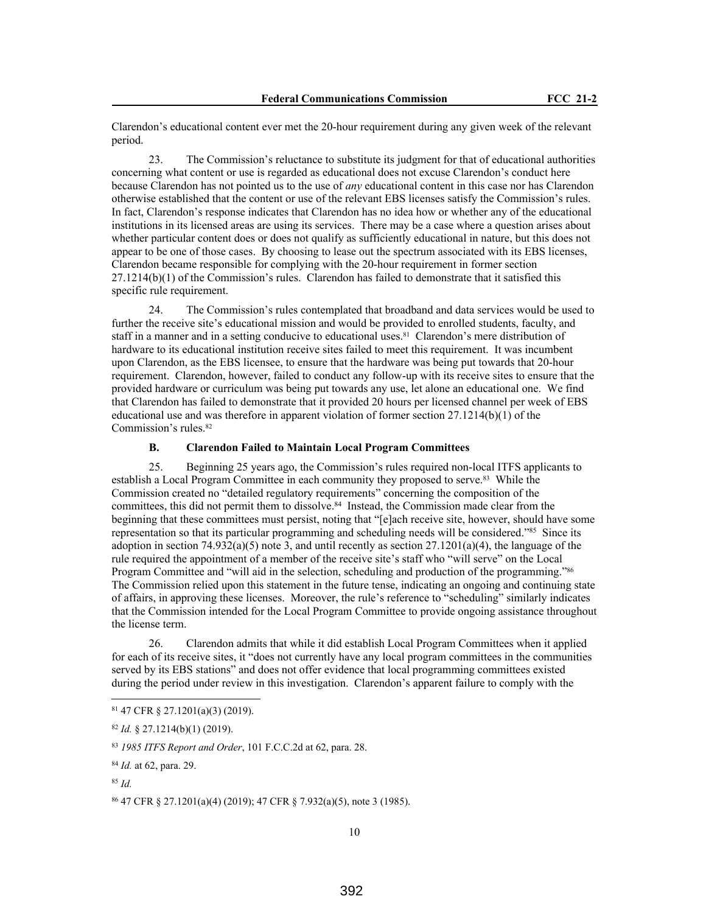Clarendon's educational content ever met the 20-hour requirement during any given week of the relevant period.

23. The Commission's reluctance to substitute its judgment for that of educational authorities concerning what content or use is regarded as educational does not excuse Clarendon's conduct here because Clarendon has not pointed us to the use of *any* educational content in this case nor has Clarendon otherwise established that the content or use of the relevant EBS licenses satisfy the Commission's rules. In fact, Clarendon's response indicates that Clarendon has no idea how or whether any of the educational institutions in its licensed areas are using its services. There may be a case where a question arises about whether particular content does or does not qualify as sufficiently educational in nature, but this does not appear to be one of those cases. By choosing to lease out the spectrum associated with its EBS licenses, Clarendon became responsible for complying with the 20-hour requirement in former section 27.1214(b)(1) of the Commission's rules. Clarendon has failed to demonstrate that it satisfied this specific rule requirement.

24. The Commission's rules contemplated that broadband and data services would be used to further the receive site's educational mission and would be provided to enrolled students, faculty, and staff in a manner and in a setting conducive to educational uses.[81] Clarendon's mere distribution of hardware to its educational institution receive sites failed to meet this requirement. It was incumbent upon Clarendon, as the EBS licensee, to ensure that the hardware was being put towards that 20-hour requirement. Clarendon, however, failed to conduct any follow-up with its receive sites to ensure that the provided hardware or curriculum was being put towards any use, let alone an educational one. We find that Clarendon has failed to demonstrate that it provided 20 hours per licensed channel per week of EBS educational use and was therefore in apparent violation of former section 27.1214(b)(1) of the Commission's rules.[82]

### B. Clarendon Failed to Maintain Local Program Committees

25. Beginning 25 years ago, the Commission's rules required non-local ITFS applicants to establish a Local Program Committee in each community they proposed to serve.[83] While the Commission created no "detailed regulatory requirements" concerning the composition of the committees, this did not permit them to dissolve.[84] Instead, the Commission made clear from the beginning that these committees must persist, noting that "[e]ach receive site, however, should have some representation so that its particular programming and scheduling needs will be considered."[85] Since its adoption in section 74.932(a)(5) note 3, and until recently as section 27.1201(a)(4), the language of the rule required the appointment of a member of the receive site's staff who "will serve" on the Local Program Committee and "will aid in the selection, scheduling and production of the programming."[86] The Commission relied upon this statement in the future tense, indicating an ongoing and continuing state of affairs, in approving these licenses. Moreover, the rule's reference to "scheduling" similarly indicates that the Commission intended for the Local Program Committee to provide ongoing assistance throughout the license term.

26. Clarendon admits that while it did establish Local Program Committees when it applied for each of its receive sites, it "does not currently have any local program committees in the communities served by its EBS stations" and does not offer evidence that local programming committees existed during the period under review in this investigation. Clarendon's apparent failure to comply with the

---

[81] 47 CFR § 27.1201(a)(3) (2019).

[82] *Id.* § 27.1214(b)(1) (2019).

[83] *1985 ITFS Report and Order*, 101 F.C.C.2d at 62, para. 28.

[84] *Id.* at 62, para. 29.

[85] *Id.*

[86] 47 CFR § 27.1201(a)(4) (2019); 47 CFR § 7.932(a)(5), note 3 (1985).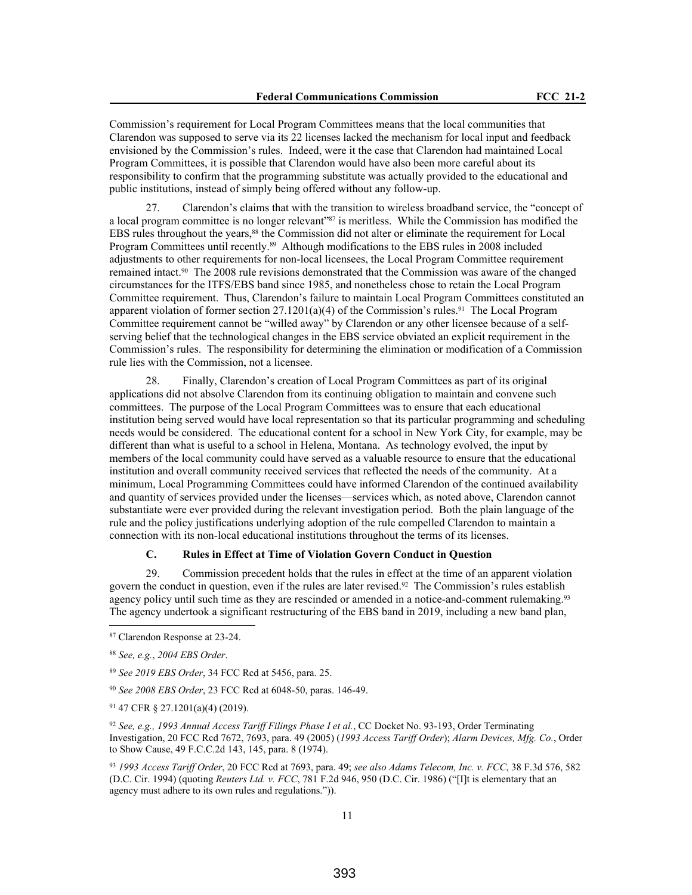Commission's requirement for Local Program Committees means that the local communities that Clarendon was supposed to serve via its 22 licenses lacked the mechanism for local input and feedback envisioned by the Commission's rules. Indeed, were it the case that Clarendon had maintained Local Program Committees, it is possible that Clarendon would have also been more careful about its responsibility to confirm that the programming substitute was actually provided to the educational and public institutions, instead of simply being offered without any follow-up.

27. Clarendon's claims that with the transition to wireless broadband service, the "concept of a local program committee is no longer relevant"[87] is meritless. While the Commission has modified the EBS rules throughout the years,[88] the Commission did not alter or eliminate the requirement for Local Program Committees until recently.[89] Although modifications to the EBS rules in 2008 included adjustments to other requirements for non-local licensees, the Local Program Committee requirement remained intact.[90] The 2008 rule revisions demonstrated that the Commission was aware of the changed circumstances for the ITFS/EBS band since 1985, and nonetheless chose to retain the Local Program Committee requirement. Thus, Clarendon's failure to maintain Local Program Committees constituted an apparent violation of former section 27.1201(a)(4) of the Commission's rules.[91] The Local Program Committee requirement cannot be "willed away" by Clarendon or any other licensee because of a self-serving belief that the technological changes in the EBS service obviated an explicit requirement in the Commission's rules. The responsibility for determining the elimination or modification of a Commission rule lies with the Commission, not a licensee.

28. Finally, Clarendon's creation of Local Program Committees as part of its original applications did not absolve Clarendon from its continuing obligation to maintain and convene such committees. The purpose of the Local Program Committees was to ensure that each educational institution being served would have local representation so that its particular programming and scheduling needs would be considered. The educational content for a school in New York City, for example, may be different than what is useful to a school in Helena, Montana. As technology evolved, the input by members of the local community could have served as a valuable resource to ensure that the educational institution and overall community received services that reflected the needs of the community. At a minimum, Local Programming Committees could have informed Clarendon of the continued availability and quantity of services provided under the licenses—services which, as noted above, Clarendon cannot substantiate were ever provided during the relevant investigation period. Both the plain language of the rule and the policy justifications underlying adoption of the rule compelled Clarendon to maintain a connection with its non-local educational institutions throughout the terms of its licenses.

### C. Rules in Effect at Time of Violation Govern Conduct in Question

29. Commission precedent holds that the rules in effect at the time of an apparent violation govern the conduct in question, even if the rules are later revised.[92] The Commission's rules establish agency policy until such time as they are rescinded or amended in a notice-and-comment rulemaking.[93] The agency undertook a significant restructuring of the EBS band in 2019, including a new band plan,

---

[87] Clarendon Response at 23-24.

[88] *See, e.g.*, *2004 EBS Order*.

[89] *See 2019 EBS Order*, 34 FCC Rcd at 5456, para. 25.

[90] *See 2008 EBS Order*, 23 FCC Rcd at 6048-50, paras. 146-49.

[91] 47 CFR § 27.1201(a)(4) (2019).

[92] *See, e.g., 1993 Annual Access Tariff Filings Phase I et al.*, CC Docket No. 93-193, Order Terminating Investigation, 20 FCC Rcd 7672, 7693, para. 49 (2005) (*1993 Access Tariff Order*); *Alarm Devices, Mfg. Co.*, Order to Show Cause, 49 F.C.C.2d 143, 145, para. 8 (1974).

[93] *1993 Access Tariff Order*, 20 FCC Rcd at 7693, para. 49; *see also Adams Telecom, Inc. v. FCC*, 38 F.3d 576, 582 (D.C. Cir. 1994) (quoting *Reuters Ltd. v. FCC*, 781 F.2d 946, 950 (D.C. Cir. 1986) ("[I]t is elementary that an agency must adhere to its own rules and regulations.")).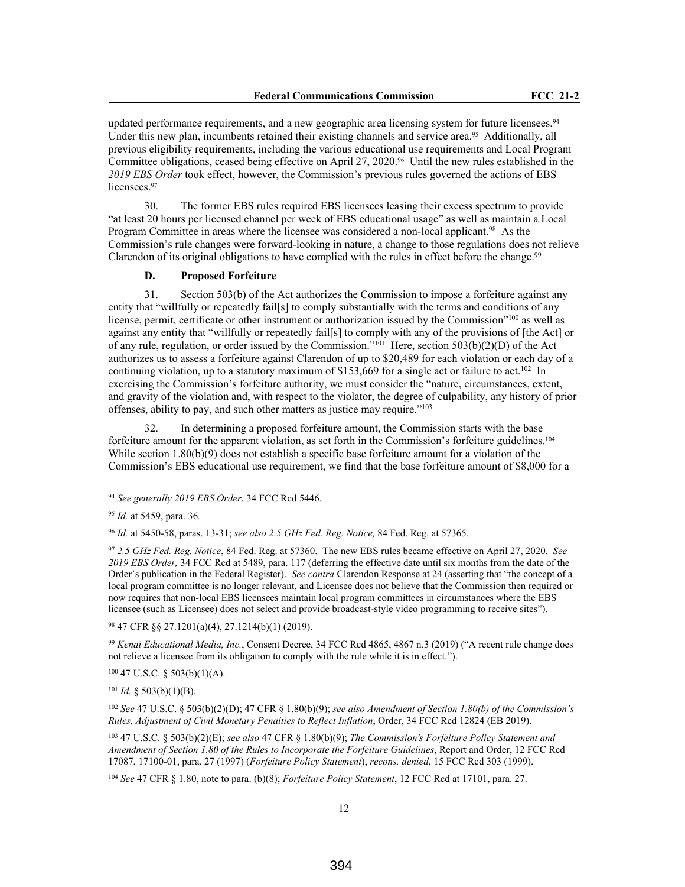updated performance requirements, and a new geographic area licensing system for future licensees.[94] Under this new plan, incumbents retained their existing channels and service area.[95] Additionally, all previous eligibility requirements, including the various educational use requirements and Local Program Committee obligations, ceased being effective on April 27, 2020.[96] Until the new rules established in the *2019 EBS Order* took effect, however, the Commission's previous rules governed the actions of EBS licensees.[97]

30. The former EBS rules required EBS licensees leasing their excess spectrum to provide "at least 20 hours per licensed channel per week of EBS educational usage" as well as maintain a Local Program Committee in areas where the licensee was considered a non-local applicant.[98] As the Commission's rule changes were forward-looking in nature, a change to those regulations does not relieve Clarendon of its original obligations to have complied with the rules in effect before the change.[99]

### D. Proposed Forfeiture

31. Section 503(b) of the Act authorizes the Commission to impose a forfeiture against any entity that "willfully or repeatedly fail[s] to comply substantially with the terms and conditions of any license, permit, certificate or other instrument or authorization issued by the Commission"[100] as well as against any entity that "willfully or repeatedly fail[s] to comply with any of the provisions of [the Act] or of any rule, regulation, or order issued by the Commission."[101] Here, section 503(b)(2)(D) of the Act authorizes us to assess a forfeiture against Clarendon of up to $20,489 for each violation or each day of a continuing violation, up to a statutory maximum of $153,669 for a single act or failure to act.[102] In exercising the Commission's forfeiture authority, we must consider the "nature, circumstances, extent, and gravity of the violation and, with respect to the violator, the degree of culpability, any history of prior offenses, ability to pay, and such other matters as justice may require."[103]

32. In determining a proposed forfeiture amount, the Commission starts with the base forfeiture amount for the apparent violation, as set forth in the Commission's forfeiture guidelines.[104] While section 1.80(b)(9) does not establish a specific base forfeiture amount for a violation of the Commission's EBS educational use requirement, we find that the base forfeiture amount of $8,000 for a

---

[94] *See generally 2019 EBS Order*, 34 FCC Rcd 5446.

[95] *Id.* at 5459, para. 36*.*

[96] *Id.* at 5450-58, paras. 13-31; *see also 2.5 GHz Fed. Reg. Notice,* 84 Fed. Reg. at 57365.

[97] *2.5 GHz Fed. Reg. Notice*, 84 Fed. Reg. at 57360. The new EBS rules became effective on April 27, 2020. *See 2019 EBS Order,* 34 FCC Rcd at 5489, para. 117 (deferring the effective date until six months from the date of the Order's publication in the Federal Register). *See contra* Clarendon Response at 24 (asserting that "the concept of a local program committee is no longer relevant, and Licensee does not believe that the Commission then required or now requires that non-local EBS licensees maintain local program committees in circumstances where the EBS licensee (such as Licensee) does not select and provide broadcast-style video programming to receive sites").

[98] 47 CFR §§ 27.1201(a)(4), 27.1214(b)(1) (2019).

[99] *Kenai Educational Media, Inc.*, Consent Decree, 34 FCC Rcd 4865, 4867 n.3 (2019) ("A recent rule change does not relieve a licensee from its obligation to comply with the rule while it is in effect.").

[100] 47 U.S.C. § 503(b)(1)(A).

[101] *Id.* § 503(b)(1)(B).

[102] *See* 47 U.S.C. § 503(b)(2)(D); 47 CFR § 1.80(b)(9); *see also Amendment of Section 1.80(b) of the Commission's Rules, Adjustment of Civil Monetary Penalties to Reflect Inflation*, Order, 34 FCC Rcd 12824 (EB 2019).

[103] 47 U.S.C. § 503(b)(2)(E); *see also* 47 CFR § 1.80(b)(9); *The Commission's Forfeiture Policy Statement and Amendment of Section 1.80 of the Rules to Incorporate the Forfeiture Guidelines*, Report and Order, 12 FCC Rcd 17087, 17100-01, para. 27 (1997) (*Forfeiture Policy Statement*), *recons. denied*, 15 FCC Rcd 303 (1999).

[104] *See* 47 CFR § 1.80, note to para. (b)(8); *Forfeiture Policy Statement*, 12 FCC Rcd at 17101, para. 27.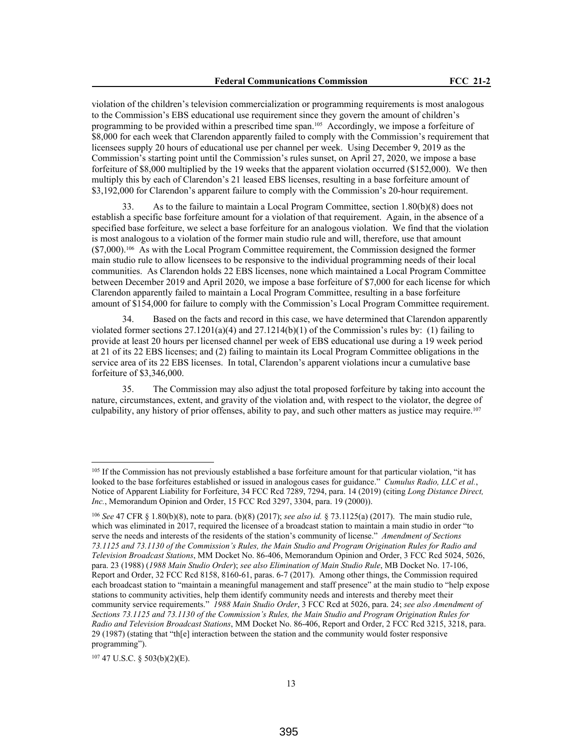violation of the children's television commercialization or programming requirements is most analogous to the Commission's EBS educational use requirement since they govern the amount of children's programming to be provided within a prescribed time span.[105] Accordingly, we impose a forfeiture of $8,000 for each week that Clarendon apparently failed to comply with the Commission's requirement that licensees supply 20 hours of educational use per channel per week. Using December 9, 2019 as the Commission's starting point until the Commission's rules sunset, on April 27, 2020, we impose a base forfeiture of $8,000 multiplied by the 19 weeks that the apparent violation occurred ($152,000). We then multiply this by each of Clarendon's 21 leased EBS licenses, resulting in a base forfeiture amount of $3,192,000 for Clarendon's apparent failure to comply with the Commission's 20-hour requirement.

33. As to the failure to maintain a Local Program Committee, section 1.80(b)(8) does not establish a specific base forfeiture amount for a violation of that requirement. Again, in the absence of a specified base forfeiture, we select a base forfeiture for an analogous violation. We find that the violation is most analogous to a violation of the former main studio rule and will, therefore, use that amount ($7,000).[106] As with the Local Program Committee requirement, the Commission designed the former main studio rule to allow licensees to be responsive to the individual programming needs of their local communities. As Clarendon holds 22 EBS licenses, none which maintained a Local Program Committee between December 2019 and April 2020, we impose a base forfeiture of $7,000 for each license for which Clarendon apparently failed to maintain a Local Program Committee, resulting in a base forfeiture amount of $154,000 for failure to comply with the Commission's Local Program Committee requirement.

34. Based on the facts and record in this case, we have determined that Clarendon apparently violated former sections 27.1201(a)(4) and 27.1214(b)(1) of the Commission's rules by: (1) failing to provide at least 20 hours per licensed channel per week of EBS educational use during a 19 week period at 21 of its 22 EBS licenses; and (2) failing to maintain its Local Program Committee obligations in the service area of its 22 EBS licenses. In total, Clarendon's apparent violations incur a cumulative base forfeiture of $3,346,000.

35. The Commission may also adjust the total proposed forfeiture by taking into account the nature, circumstances, extent, and gravity of the violation and, with respect to the violator, the degree of culpability, any history of prior offenses, ability to pay, and such other matters as justice may require.[107]

---

[105] If the Commission has not previously established a base forfeiture amount for that particular violation, "it has looked to the base forfeitures established or issued in analogous cases for guidance." *Cumulus Radio, LLC et al.*, Notice of Apparent Liability for Forfeiture, 34 FCC Rcd 7289, 7294, para. 14 (2019) (citing *Long Distance Direct, Inc.*, Memorandum Opinion and Order, 15 FCC Rcd 3297, 3304, para. 19 (2000)).

[106] *See* 47 CFR § 1.80(b)(8), note to para. (b)(8) (2017); *see also id.* § 73.1125(a) (2017). The main studio rule, which was eliminated in 2017, required the licensee of a broadcast station to maintain a main studio in order "to serve the needs and interests of the residents of the station's community of license." *Amendment of Sections 73.1125 and 73.1130 of the Commission's Rules, the Main Studio and Program Origination Rules for Radio and Television Broadcast Stations*, MM Docket No. 86-406, Memorandum Opinion and Order, 3 FCC Rcd 5024, 5026, para. 23 (1988) (*1988 Main Studio Order*); *see also Elimination of Main Studio Rule*, MB Docket No. 17-106, Report and Order, 32 FCC Rcd 8158, 8160-61, paras. 6-7 (2017). Among other things, the Commission required each broadcast station to "maintain a meaningful management and staff presence" at the main studio to "help expose stations to community activities, help them identify community needs and interests and thereby meet their community service requirements." *1988 Main Studio Order*, 3 FCC Rcd at 5026, para. 24; *see also Amendment of Sections 73.1125 and 73.1130 of the Commission's Rules, the Main Studio and Program Origination Rules for Radio and Television Broadcast Stations*, MM Docket No. 86-406, Report and Order, 2 FCC Rcd 3215, 3218, para. 29 (1987) (stating that "th[e] interaction between the station and the community would foster responsive programming").

[107] 47 U.S.C. § 503(b)(2)(E).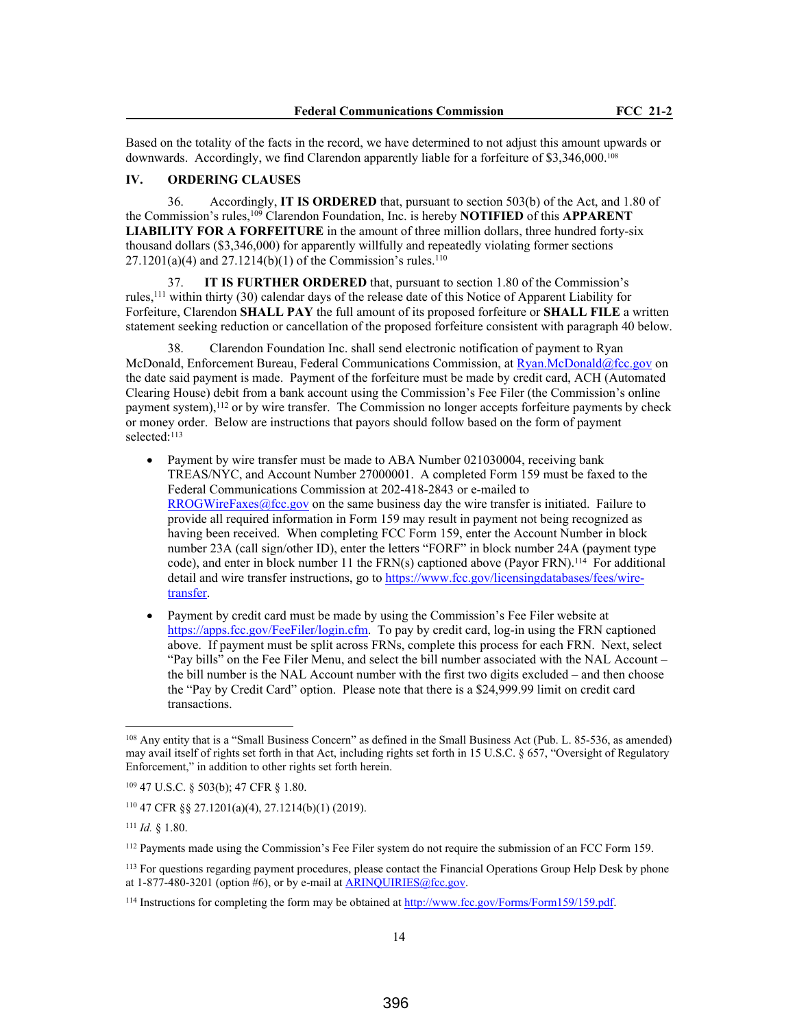Based on the totality of the facts in the record, we have determined to not adjust this amount upwards or downwards. Accordingly, we find Clarendon apparently liable for a forfeiture of $3,346,000.[108]

## IV. ORDERING CLAUSES

36. Accordingly, **IT IS ORDERED** that, pursuant to section 503(b) of the Act, and 1.80 of the Commission's rules,[109] Clarendon Foundation, Inc. is hereby **NOTIFIED** of this **APPARENT LIABILITY FOR A FORFEITURE** in the amount of three million dollars, three hundred forty-six thousand dollars ($3,346,000) for apparently willfully and repeatedly violating former sections 27.1201(a)(4) and 27.1214(b)(1) of the Commission's rules.[110]

37. **IT IS FURTHER ORDERED** that, pursuant to section 1.80 of the Commission's rules,[111] within thirty (30) calendar days of the release date of this Notice of Apparent Liability for Forfeiture, Clarendon **SHALL PAY** the full amount of its proposed forfeiture or **SHALL FILE** a written statement seeking reduction or cancellation of the proposed forfeiture consistent with paragraph 40 below.

38. Clarendon Foundation Inc. shall send electronic notification of payment to Ryan McDonald, Enforcement Bureau, Federal Communications Commission, at Ryan.McDonald@fcc.gov on the date said payment is made. Payment of the forfeiture must be made by credit card, ACH (Automated Clearing House) debit from a bank account using the Commission's Fee Filer (the Commission's online payment system),[112] or by wire transfer. The Commission no longer accepts forfeiture payments by check or money order. Below are instructions that payors should follow based on the form of payment selected:[113]

- Payment by wire transfer must be made to ABA Number 021030004, receiving bank TREAS/NYC, and Account Number 27000001. A completed Form 159 must be faxed to the Federal Communications Commission at 202-418-2843 or e-mailed to RROGWireFaxes@fcc.gov on the same business day the wire transfer is initiated. Failure to provide all required information in Form 159 may result in payment not being recognized as having been received. When completing FCC Form 159, enter the Account Number in block number 23A (call sign/other ID), enter the letters "FORF" in block number 24A (payment type code), and enter in block number 11 the FRN(s) captioned above (Payor FRN).[114] For additional detail and wire transfer instructions, go to https://www.fcc.gov/licensingdatabases/fees/wire-transfer.

- Payment by credit card must be made by using the Commission's Fee Filer website at https://apps.fcc.gov/FeeFiler/login.cfm. To pay by credit card, log-in using the FRN captioned above. If payment must be split across FRNs, complete this process for each FRN. Next, select "Pay bills" on the Fee Filer Menu, and select the bill number associated with the NAL Account – the bill number is the NAL Account number with the first two digits excluded – and then choose the "Pay by Credit Card" option. Please note that there is a $24,999.99 limit on credit card transactions.

---

[108] Any entity that is a "Small Business Concern" as defined in the Small Business Act (Pub. L. 85-536, as amended) may avail itself of rights set forth in that Act, including rights set forth in 15 U.S.C. § 657, "Oversight of Regulatory Enforcement," in addition to other rights set forth herein.

[109] 47 U.S.C. § 503(b); 47 CFR § 1.80.

[110] 47 CFR §§ 27.1201(a)(4), 27.1214(b)(1) (2019).

[111] *Id.* § 1.80.

[112] Payments made using the Commission's Fee Filer system do not require the submission of an FCC Form 159.

[113] For questions regarding payment procedures, please contact the Financial Operations Group Help Desk by phone at 1-877-480-3201 (option #6), or by e-mail at ARINQUIRIES@fcc.gov.

[114] Instructions for completing the form may be obtained at http://www.fcc.gov/Forms/Form159/159.pdf.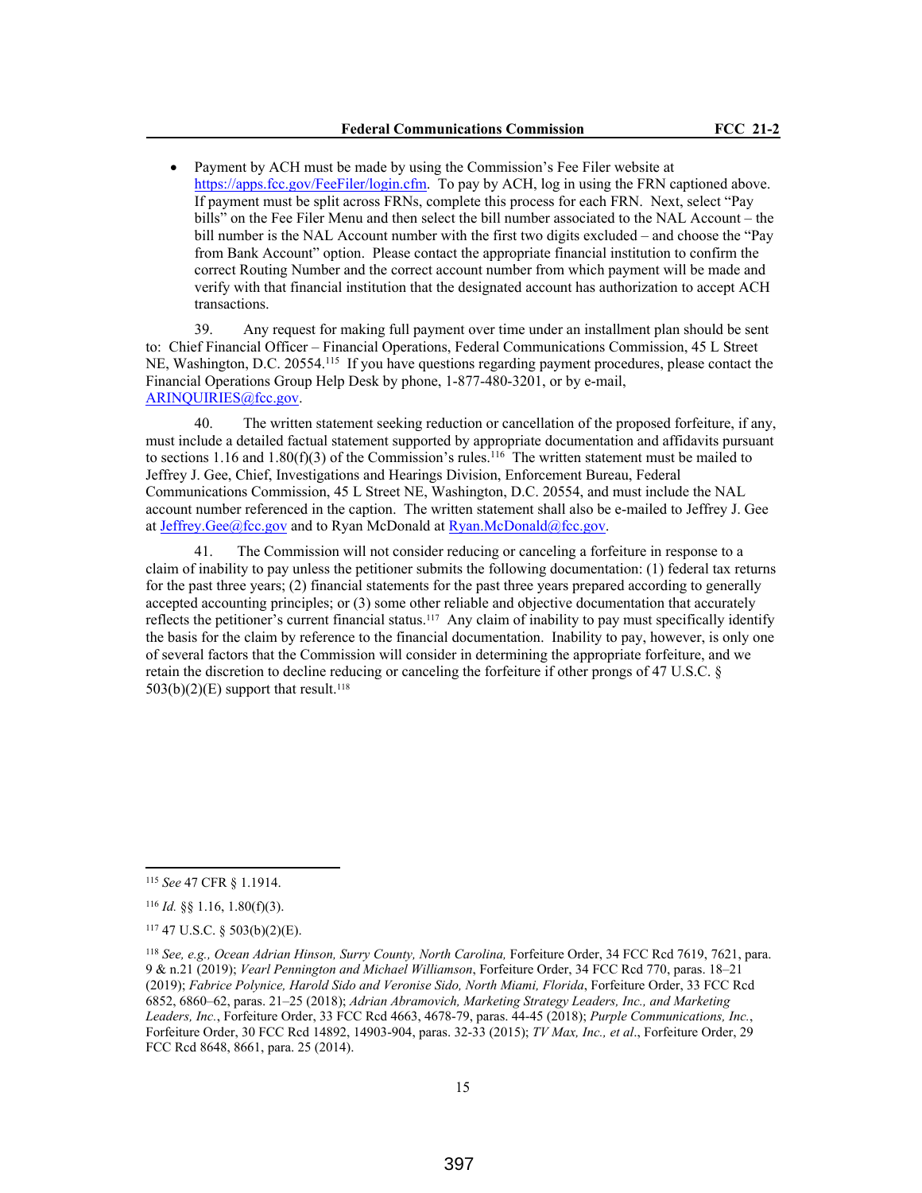- Payment by ACH must be made by using the Commission's Fee Filer website at https://apps.fcc.gov/FeeFiler/login.cfm. To pay by ACH, log in using the FRN captioned above. If payment must be split across FRNs, complete this process for each FRN. Next, select "Pay bills" on the Fee Filer Menu and then select the bill number associated to the NAL Account – the bill number is the NAL Account number with the first two digits excluded – and choose the "Pay from Bank Account" option. Please contact the appropriate financial institution to confirm the correct Routing Number and the correct account number from which payment will be made and verify with that financial institution that the designated account has authorization to accept ACH transactions.

39. Any request for making full payment over time under an installment plan should be sent to: Chief Financial Officer – Financial Operations, Federal Communications Commission, 45 L Street NE, Washington, D.C. 20554.[115] If you have questions regarding payment procedures, please contact the Financial Operations Group Help Desk by phone, 1-877-480-3201, or by e-mail, ARINQUIRIES@fcc.gov.

40. The written statement seeking reduction or cancellation of the proposed forfeiture, if any, must include a detailed factual statement supported by appropriate documentation and affidavits pursuant to sections 1.16 and 1.80(f)(3) of the Commission's rules.[116] The written statement must be mailed to Jeffrey J. Gee, Chief, Investigations and Hearings Division, Enforcement Bureau, Federal Communications Commission, 45 L Street NE, Washington, D.C. 20554, and must include the NAL account number referenced in the caption. The written statement shall also be e-mailed to Jeffrey J. Gee at Jeffrey.Gee@fcc.gov and to Ryan McDonald at Ryan.McDonald@fcc.gov.

41. The Commission will not consider reducing or canceling a forfeiture in response to a claim of inability to pay unless the petitioner submits the following documentation: (1) federal tax returns for the past three years; (2) financial statements for the past three years prepared according to generally accepted accounting principles; or (3) some other reliable and objective documentation that accurately reflects the petitioner's current financial status.[117] Any claim of inability to pay must specifically identify the basis for the claim by reference to the financial documentation. Inability to pay, however, is only one of several factors that the Commission will consider in determining the appropriate forfeiture, and we retain the discretion to decline reducing or canceling the forfeiture if other prongs of 47 U.S.C. § 503(b)(2)(E) support that result.[118]

---

[115] *See* 47 CFR § 1.1914.

[116] *Id.* §§ 1.16, 1.80(f)(3).

[117] 47 U.S.C. § 503(b)(2)(E).

[118] *See, e.g., Ocean Adrian Hinson, Surry County, North Carolina,* Forfeiture Order, 34 FCC Rcd 7619, 7621, para. 9 & n.21 (2019); *Vearl Pennington and Michael Williamson*, Forfeiture Order, 34 FCC Rcd 770, paras. 18–21 (2019); *Fabrice Polynice, Harold Sido and Veronise Sido, North Miami, Florida*, Forfeiture Order, 33 FCC Rcd 6852, 6860–62, paras. 21–25 (2018); *Adrian Abramovich, Marketing Strategy Leaders, Inc., and Marketing Leaders, Inc.*, Forfeiture Order, 33 FCC Rcd 4663, 4678-79, paras. 44-45 (2018); *Purple Communications, Inc.*, Forfeiture Order, 30 FCC Rcd 14892, 14903-904, paras. 32-33 (2015); *TV Max, Inc., et al*., Forfeiture Order, 29 FCC Rcd 8648, 8661, para. 25 (2014).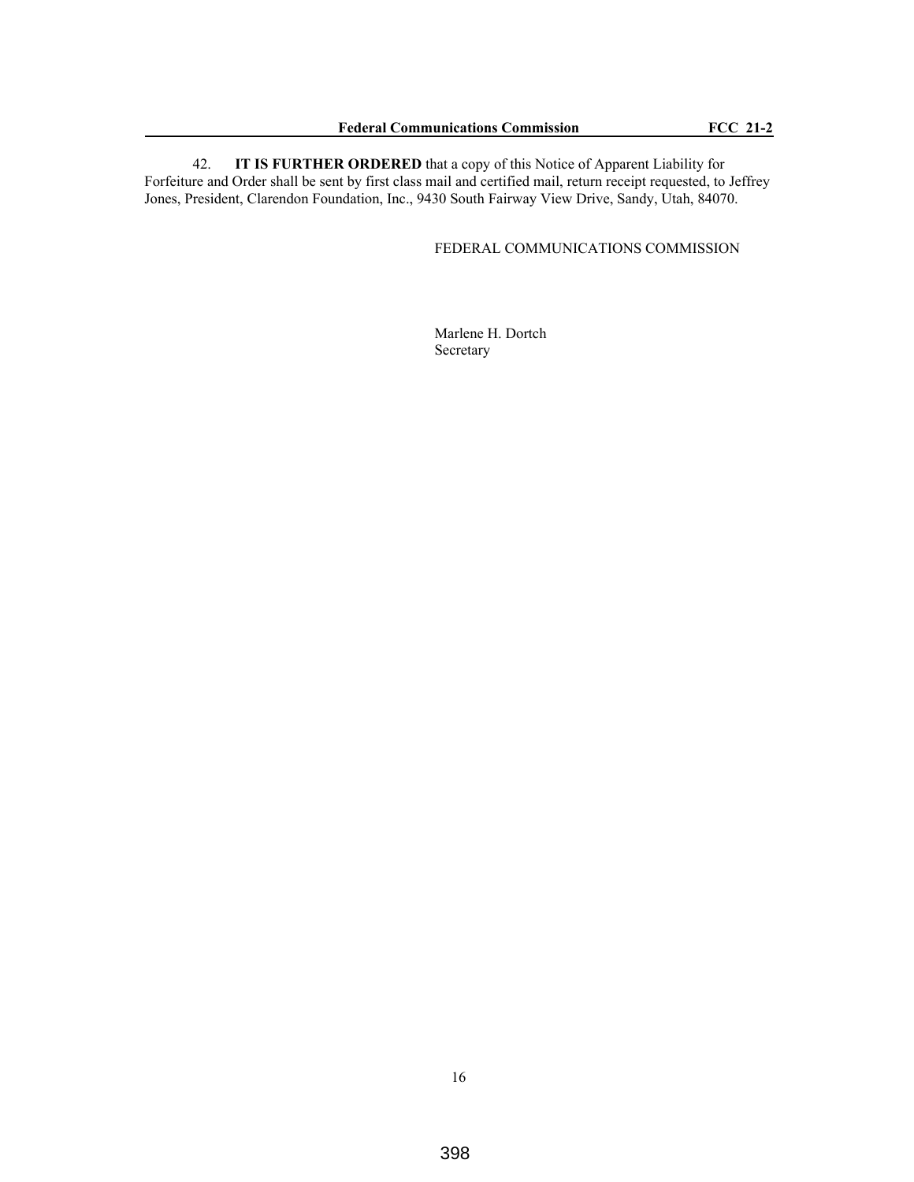42. **IT IS FURTHER ORDERED** that a copy of this Notice of Apparent Liability for Forfeiture and Order shall be sent by first class mail and certified mail, return receipt requested, to Jeffrey Jones, President, Clarendon Foundation, Inc., 9430 South Fairway View Drive, Sandy, Utah, 84070.

FEDERAL COMMUNICATIONS COMMISSION

Marlene H. Dortch
Secretary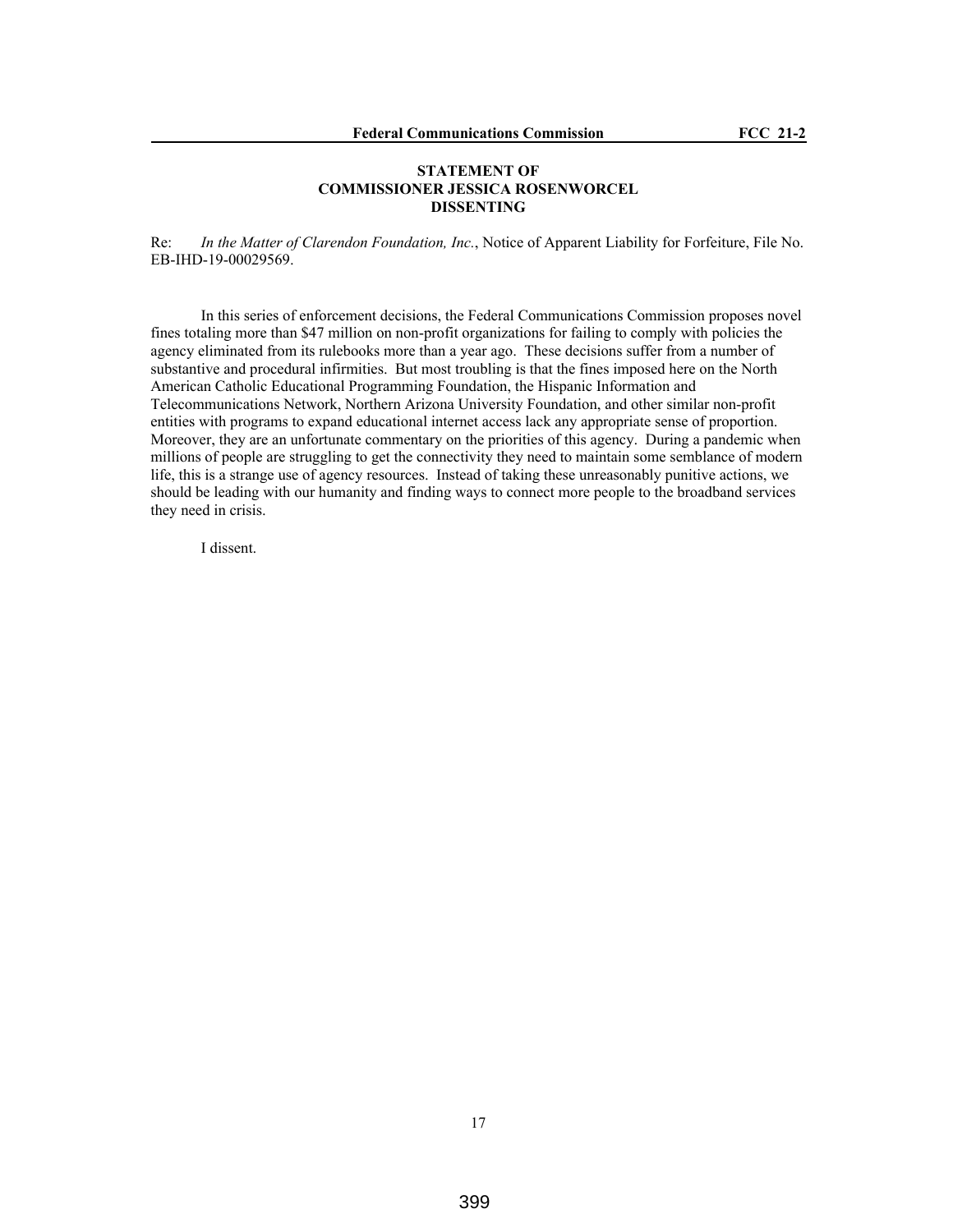**STATEMENT OF**
**COMMISSIONER JESSICA ROSENWORCEL**
**DISSENTING**

Re: *In the Matter of Clarendon Foundation, Inc.*, Notice of Apparent Liability for Forfeiture, File No. EB-IHD-19-00029569.

In this series of enforcement decisions, the Federal Communications Commission proposes novel fines totaling more than $47 million on non-profit organizations for failing to comply with policies the agency eliminated from its rulebooks more than a year ago. These decisions suffer from a number of substantive and procedural infirmities. But most troubling is that the fines imposed here on the North American Catholic Educational Programming Foundation, the Hispanic Information and Telecommunications Network, Northern Arizona University Foundation, and other similar non-profit entities with programs to expand educational internet access lack any appropriate sense of proportion. Moreover, they are an unfortunate commentary on the priorities of this agency. During a pandemic when millions of people are struggling to get the connectivity they need to maintain some semblance of modern life, this is a strange use of agency resources. Instead of taking these unreasonably punitive actions, we should be leading with our humanity and finding ways to connect more people to the broadband services they need in crisis.

I dissent.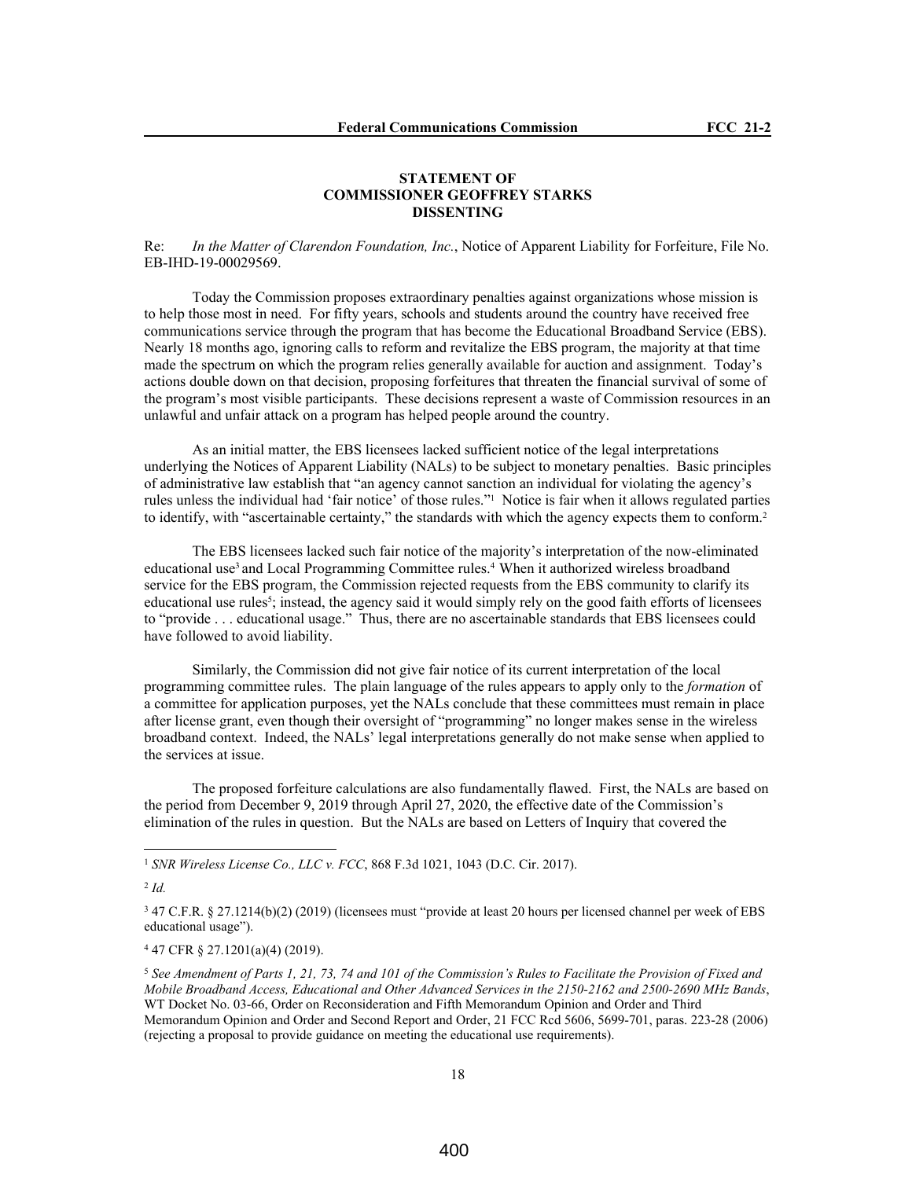**STATEMENT OF**
**COMMISSIONER GEOFFREY STARKS**
**DISSENTING**

Re: *In the Matter of Clarendon Foundation, Inc.*, Notice of Apparent Liability for Forfeiture, File No. EB-IHD-19-00029569.

Today the Commission proposes extraordinary penalties against organizations whose mission is to help those most in need. For fifty years, schools and students around the country have received free communications service through the program that has become the Educational Broadband Service (EBS). Nearly 18 months ago, ignoring calls to reform and revitalize the EBS program, the majority at that time made the spectrum on which the program relies generally available for auction and assignment. Today's actions double down on that decision, proposing forfeitures that threaten the financial survival of some of the program's most visible participants. These decisions represent a waste of Commission resources in an unlawful and unfair attack on a program has helped people around the country.

As an initial matter, the EBS licensees lacked sufficient notice of the legal interpretations underlying the Notices of Apparent Liability (NALs) to be subject to monetary penalties. Basic principles of administrative law establish that "an agency cannot sanction an individual for violating the agency's rules unless the individual had 'fair notice' of those rules."[1] Notice is fair when it allows regulated parties to identify, with "ascertainable certainty," the standards with which the agency expects them to conform.[2]

The EBS licensees lacked such fair notice of the majority's interpretation of the now-eliminated educational use[3] and Local Programming Committee rules.[4] When it authorized wireless broadband service for the EBS program, the Commission rejected requests from the EBS community to clarify its educational use rules[5]; instead, the agency said it would simply rely on the good faith efforts of licensees to "provide . . . educational usage." Thus, there are no ascertainable standards that EBS licensees could have followed to avoid liability.

Similarly, the Commission did not give fair notice of its current interpretation of the local programming committee rules. The plain language of the rules appears to apply only to the *formation* of a committee for application purposes, yet the NALs conclude that these committees must remain in place after license grant, even though their oversight of "programming" no longer makes sense in the wireless broadband context. Indeed, the NALs' legal interpretations generally do not make sense when applied to the services at issue.

The proposed forfeiture calculations are also fundamentally flawed. First, the NALs are based on the period from December 9, 2019 through April 27, 2020, the effective date of the Commission's elimination of the rules in question. But the NALs are based on Letters of Inquiry that covered the

---

[1] *SNR Wireless License Co., LLC v. FCC*, 868 F.3d 1021, 1043 (D.C. Cir. 2017).

[2] *Id.*

[3] 47 C.F.R. § 27.1214(b)(2) (2019) (licensees must "provide at least 20 hours per licensed channel per week of EBS educational usage").

[4] 47 CFR § 27.1201(a)(4) (2019).

[5] *See Amendment of Parts 1, 21, 73, 74 and 101 of the Commission's Rules to Facilitate the Provision of Fixed and Mobile Broadband Access, Educational and Other Advanced Services in the 2150-2162 and 2500-2690 MHz Bands*, WT Docket No. 03-66, Order on Reconsideration and Fifth Memorandum Opinion and Order and Third Memorandum Opinion and Order and Second Report and Order, 21 FCC Rcd 5606, 5699-701, paras. 223-28 (2006) (rejecting a proposal to provide guidance on meeting the educational use requirements).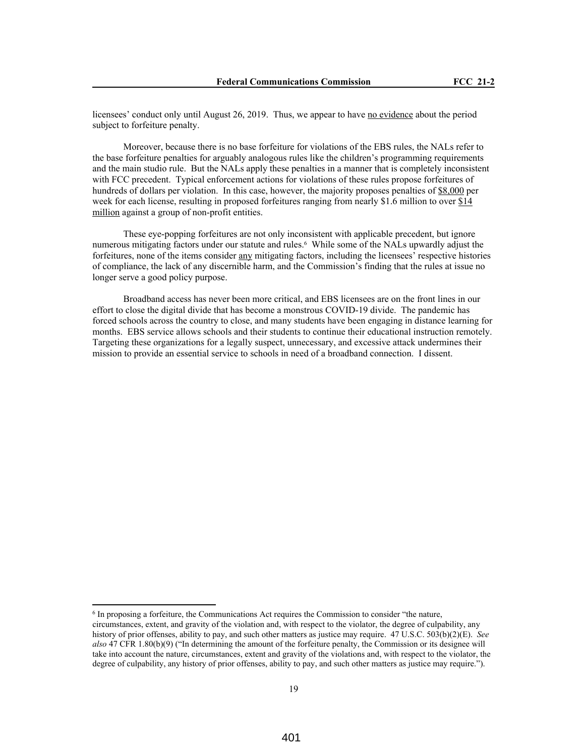licensees' conduct only until August 26, 2019. Thus, we appear to have no evidence about the period subject to forfeiture penalty.

Moreover, because there is no base forfeiture for violations of the EBS rules, the NALs refer to the base forfeiture penalties for arguably analogous rules like the children's programming requirements and the main studio rule. But the NALs apply these penalties in a manner that is completely inconsistent with FCC precedent. Typical enforcement actions for violations of these rules propose forfeitures of hundreds of dollars per violation. In this case, however, the majority proposes penalties of $8,000 per week for each license, resulting in proposed forfeitures ranging from nearly $1.6 million to over $14 million against a group of non-profit entities.

These eye-popping forfeitures are not only inconsistent with applicable precedent, but ignore numerous mitigating factors under our statute and rules.[6] While some of the NALs upwardly adjust the forfeitures, none of the items consider any mitigating factors, including the licensees' respective histories of compliance, the lack of any discernible harm, and the Commission's finding that the rules at issue no longer serve a good policy purpose.

Broadband access has never been more critical, and EBS licensees are on the front lines in our effort to close the digital divide that has become a monstrous COVID-19 divide. The pandemic has forced schools across the country to close, and many students have been engaging in distance learning for months. EBS service allows schools and their students to continue their educational instruction remotely. Targeting these organizations for a legally suspect, unnecessary, and excessive attack undermines their mission to provide an essential service to schools in need of a broadband connection. I dissent.

---

[6] In proposing a forfeiture, the Communications Act requires the Commission to consider "the nature, circumstances, extent, and gravity of the violation and, with respect to the violator, the degree of culpability, any history of prior offenses, ability to pay, and such other matters as justice may require. 47 U.S.C. 503(b)(2)(E). *See also* 47 CFR 1.80(b)(9) ("In determining the amount of the forfeiture penalty, the Commission or its designee will take into account the nature, circumstances, extent and gravity of the violations and, with respect to the violator, the degree of culpability, any history of prior offenses, ability to pay, and such other matters as justice may require.").